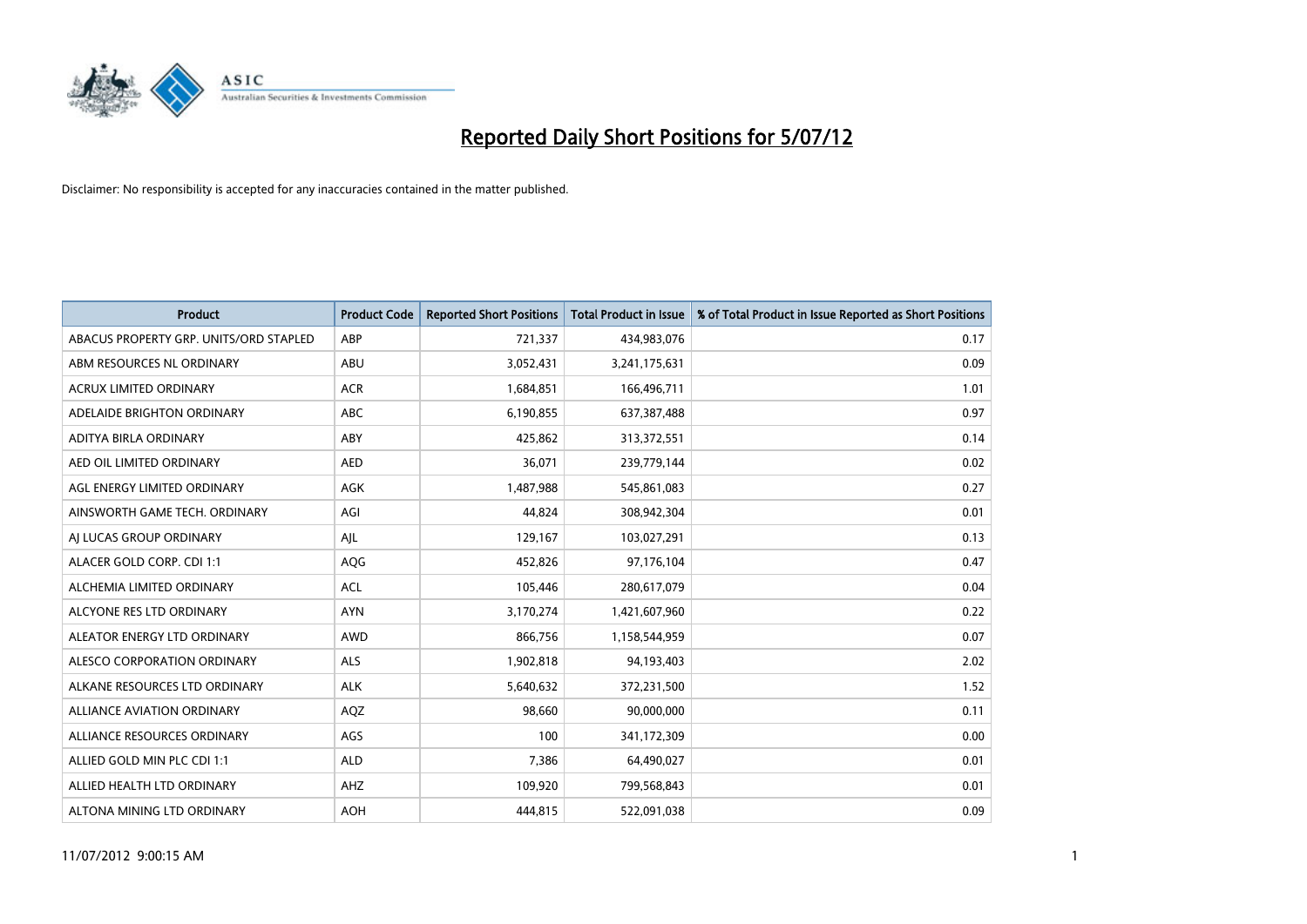# Reported Daily Short Positions for 5/07/12

Disclaimer: No responsibility is accepted for any inaccuracies contained in the matter published.

| Product | Product Code | Reported Short Positions | Total Product in Issue | % of Total Product in Issue Reported as Short Positions |
|---|---|---|---|---|
| ABACUS PROPERTY GRP. UNITS/ORD STAPLED | ABP | 721,337 | 434,983,076 | 0.17 |
| ABM RESOURCES NL ORDINARY | ABU | 3,052,431 | 3,241,175,631 | 0.09 |
| ACRUX LIMITED ORDINARY | ACR | 1,684,851 | 166,496,711 | 1.01 |
| ADELAIDE BRIGHTON ORDINARY | ABC | 6,190,855 | 637,387,488 | 0.97 |
| ADITYA BIRLA ORDINARY | ABY | 425,862 | 313,372,551 | 0.14 |
| AED OIL LIMITED ORDINARY | AED | 36,071 | 239,779,144 | 0.02 |
| AGL ENERGY LIMITED ORDINARY | AGK | 1,487,988 | 545,861,083 | 0.27 |
| AINSWORTH GAME TECH. ORDINARY | AGI | 44,824 | 308,942,304 | 0.01 |
| AJ LUCAS GROUP ORDINARY | AJL | 129,167 | 103,027,291 | 0.13 |
| ALACER GOLD CORP. CDI 1:1 | AQG | 452,826 | 97,176,104 | 0.47 |
| ALCHEMIA LIMITED ORDINARY | ACL | 105,446 | 280,617,079 | 0.04 |
| ALCYONE RES LTD ORDINARY | AYN | 3,170,274 | 1,421,607,960 | 0.22 |
| ALEATOR ENERGY LTD ORDINARY | AWD | 866,756 | 1,158,544,959 | 0.07 |
| ALESCO CORPORATION ORDINARY | ALS | 1,902,818 | 94,193,403 | 2.02 |
| ALKANE RESOURCES LTD ORDINARY | ALK | 5,640,632 | 372,231,500 | 1.52 |
| ALLIANCE AVIATION ORDINARY | AQZ | 98,660 | 90,000,000 | 0.11 |
| ALLIANCE RESOURCES ORDINARY | AGS | 100 | 341,172,309 | 0.00 |
| ALLIED GOLD MIN PLC CDI 1:1 | ALD | 7,386 | 64,490,027 | 0.01 |
| ALLIED HEALTH LTD ORDINARY | AHZ | 109,920 | 799,568,843 | 0.01 |
| ALTONA MINING LTD ORDINARY | AOH | 444,815 | 522,091,038 | 0.09 |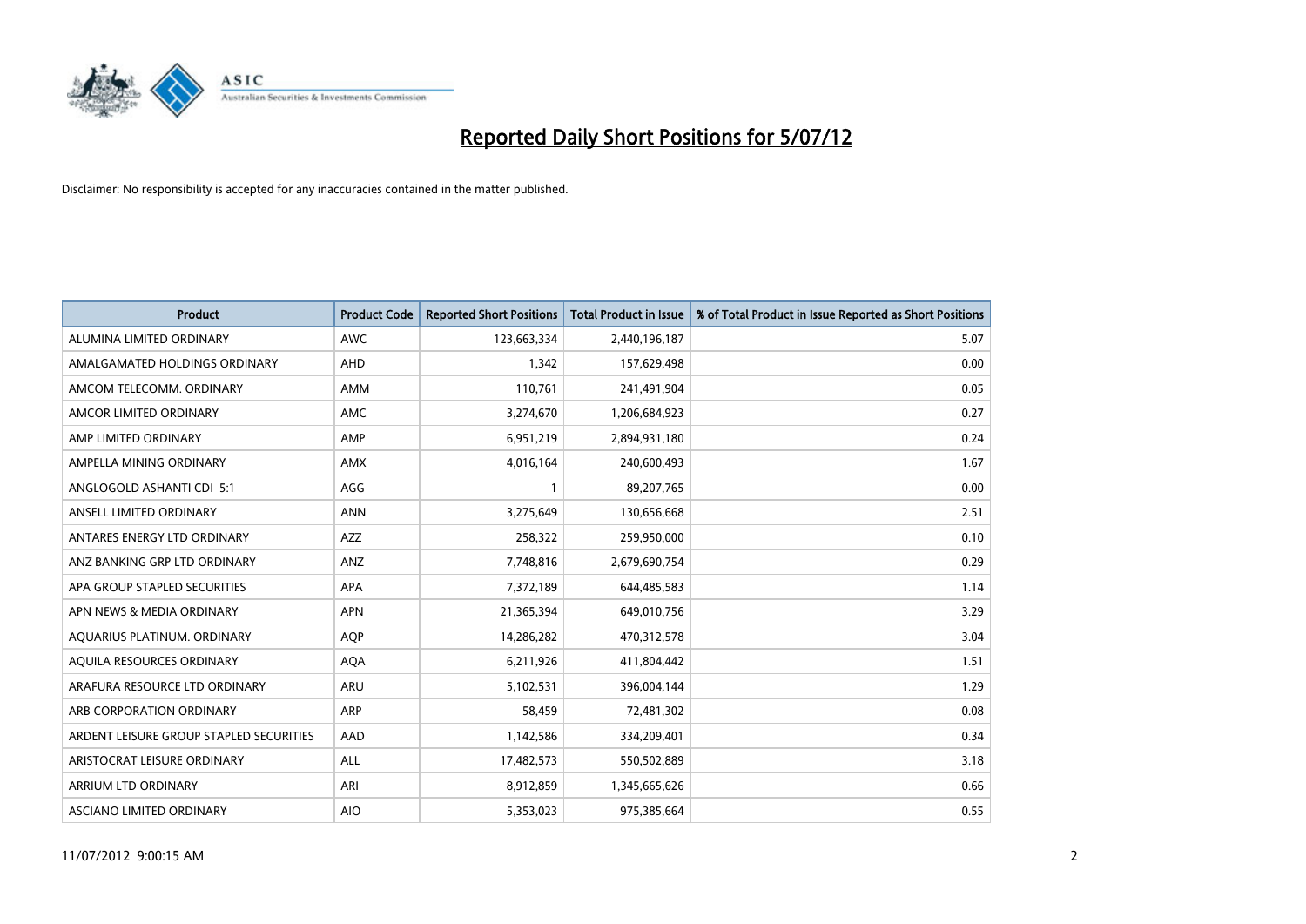# Reported Daily Short Positions for 5/07/12

Disclaimer: No responsibility is accepted for any inaccuracies contained in the matter published.

| Product | Product Code | Reported Short Positions | Total Product in Issue | % of Total Product in Issue Reported as Short Positions |
|---|---|---|---|---|
| ALUMINA LIMITED ORDINARY | AWC | 123,663,334 | 2,440,196,187 | 5.07 |
| AMALGAMATED HOLDINGS ORDINARY | AHD | 1,342 | 157,629,498 | 0.00 |
| AMCOM TELECOMM. ORDINARY | AMM | 110,761 | 241,491,904 | 0.05 |
| AMCOR LIMITED ORDINARY | AMC | 3,274,670 | 1,206,684,923 | 0.27 |
| AMP LIMITED ORDINARY | AMP | 6,951,219 | 2,894,931,180 | 0.24 |
| AMPELLA MINING ORDINARY | AMX | 4,016,164 | 240,600,493 | 1.67 |
| ANGLOGOLD ASHANTI CDI 5:1 | AGG | 1 | 89,207,765 | 0.00 |
| ANSELL LIMITED ORDINARY | ANN | 3,275,649 | 130,656,668 | 2.51 |
| ANTARES ENERGY LTD ORDINARY | AZZ | 258,322 | 259,950,000 | 0.10 |
| ANZ BANKING GRP LTD ORDINARY | ANZ | 7,748,816 | 2,679,690,754 | 0.29 |
| APA GROUP STAPLED SECURITIES | APA | 7,372,189 | 644,485,583 | 1.14 |
| APN NEWS & MEDIA ORDINARY | APN | 21,365,394 | 649,010,756 | 3.29 |
| AQUARIUS PLATINUM. ORDINARY | AQP | 14,286,282 | 470,312,578 | 3.04 |
| AQUILA RESOURCES ORDINARY | AQA | 6,211,926 | 411,804,442 | 1.51 |
| ARAFURA RESOURCE LTD ORDINARY | ARU | 5,102,531 | 396,004,144 | 1.29 |
| ARB CORPORATION ORDINARY | ARP | 58,459 | 72,481,302 | 0.08 |
| ARDENT LEISURE GROUP STAPLED SECURITIES | AAD | 1,142,586 | 334,209,401 | 0.34 |
| ARISTOCRAT LEISURE ORDINARY | ALL | 17,482,573 | 550,502,889 | 3.18 |
| ARRIUM LTD ORDINARY | ARI | 8,912,859 | 1,345,665,626 | 0.66 |
| ASCIANO LIMITED ORDINARY | AIO | 5,353,023 | 975,385,664 | 0.55 |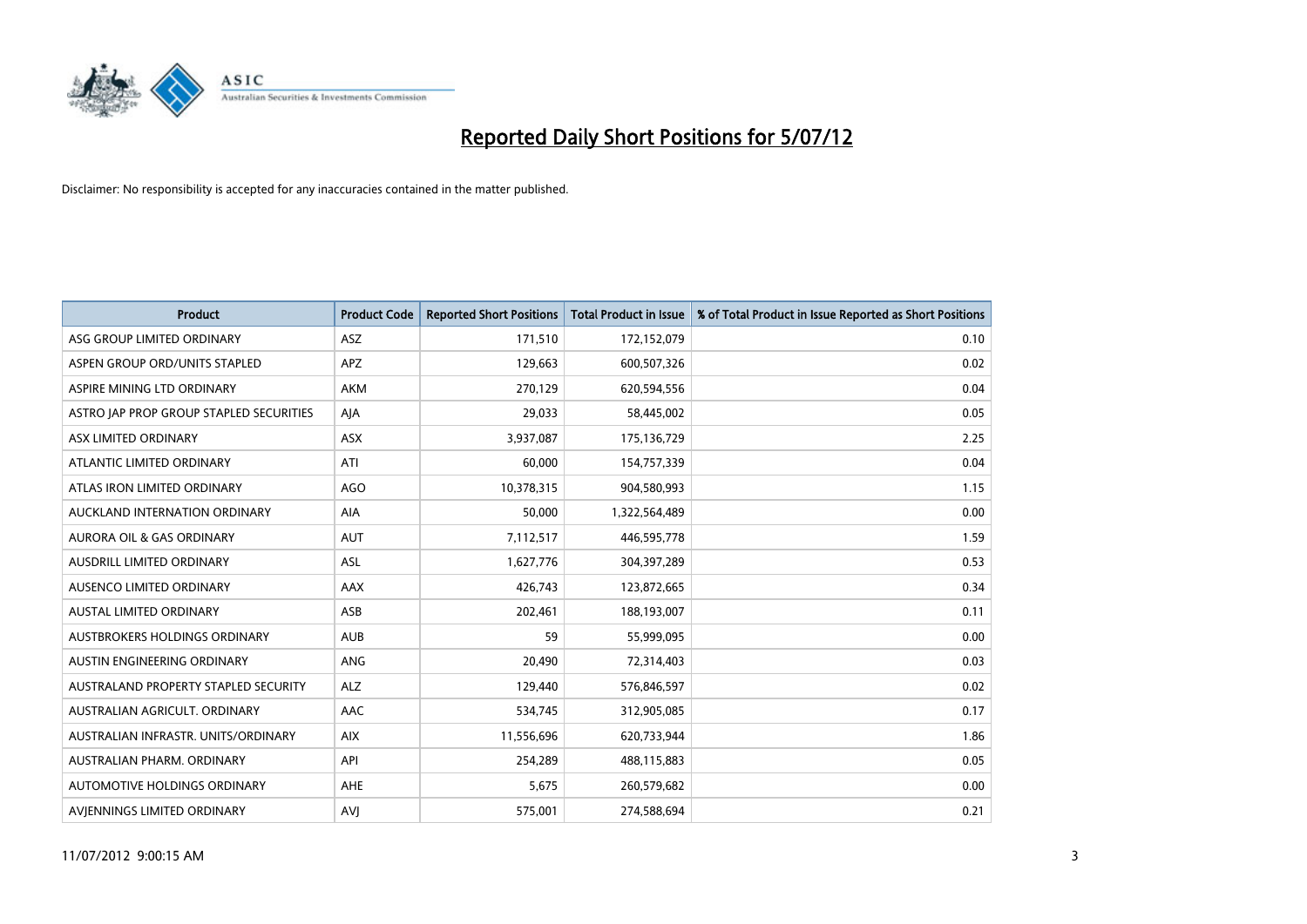# Reported Daily Short Positions for 5/07/12

Disclaimer: No responsibility is accepted for any inaccuracies contained in the matter published.

| Product | Product Code | Reported Short Positions | Total Product in Issue | % of Total Product in Issue Reported as Short Positions |
|---|---|---|---|---|
| ASG GROUP LIMITED ORDINARY | ASZ | 171,510 | 172,152,079 | 0.10 |
| ASPEN GROUP ORD/UNITS STAPLED | APZ | 129,663 | 600,507,326 | 0.02 |
| ASPIRE MINING LTD ORDINARY | AKM | 270,129 | 620,594,556 | 0.04 |
| ASTRO JAP PROP GROUP STAPLED SECURITIES | AJA | 29,033 | 58,445,002 | 0.05 |
| ASX LIMITED ORDINARY | ASX | 3,937,087 | 175,136,729 | 2.25 |
| ATLANTIC LIMITED ORDINARY | ATI | 60,000 | 154,757,339 | 0.04 |
| ATLAS IRON LIMITED ORDINARY | AGO | 10,378,315 | 904,580,993 | 1.15 |
| AUCKLAND INTERNATION ORDINARY | AIA | 50,000 | 1,322,564,489 | 0.00 |
| AURORA OIL & GAS ORDINARY | AUT | 7,112,517 | 446,595,778 | 1.59 |
| AUSDRILL LIMITED ORDINARY | ASL | 1,627,776 | 304,397,289 | 0.53 |
| AUSENCO LIMITED ORDINARY | AAX | 426,743 | 123,872,665 | 0.34 |
| AUSTAL LIMITED ORDINARY | ASB | 202,461 | 188,193,007 | 0.11 |
| AUSTBROKERS HOLDINGS ORDINARY | AUB | 59 | 55,999,095 | 0.00 |
| AUSTIN ENGINEERING ORDINARY | ANG | 20,490 | 72,314,403 | 0.03 |
| AUSTRALAND PROPERTY STAPLED SECURITY | ALZ | 129,440 | 576,846,597 | 0.02 |
| AUSTRALIAN AGRICULT. ORDINARY | AAC | 534,745 | 312,905,085 | 0.17 |
| AUSTRALIAN INFRASTR. UNITS/ORDINARY | AIX | 11,556,696 | 620,733,944 | 1.86 |
| AUSTRALIAN PHARM. ORDINARY | API | 254,289 | 488,115,883 | 0.05 |
| AUTOMOTIVE HOLDINGS ORDINARY | AHE | 5,675 | 260,579,682 | 0.00 |
| AVJENNINGS LIMITED ORDINARY | AVJ | 575,001 | 274,588,694 | 0.21 |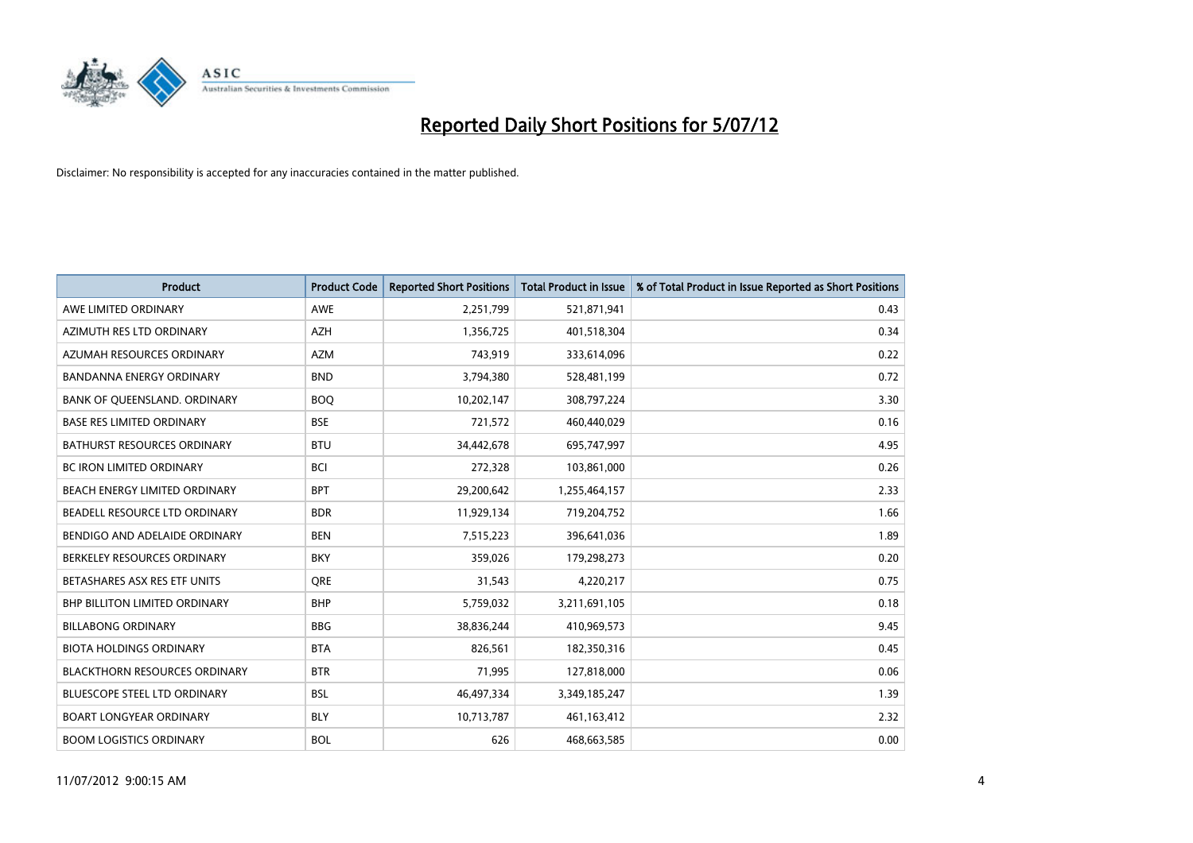# Reported Daily Short Positions for 5/07/12

Disclaimer: No responsibility is accepted for any inaccuracies contained in the matter published.

| Product | Product Code | Reported Short Positions | Total Product in Issue | % of Total Product in Issue Reported as Short Positions |
|---|---|---|---|---|
| AWE LIMITED ORDINARY | AWE | 2,251,799 | 521,871,941 | 0.43 |
| AZIMUTH RES LTD ORDINARY | AZH | 1,356,725 | 401,518,304 | 0.34 |
| AZUMAH RESOURCES ORDINARY | AZM | 743,919 | 333,614,096 | 0.22 |
| BANDANNA ENERGY ORDINARY | BND | 3,794,380 | 528,481,199 | 0.72 |
| BANK OF QUEENSLAND. ORDINARY | BOQ | 10,202,147 | 308,797,224 | 3.30 |
| BASE RES LIMITED ORDINARY | BSE | 721,572 | 460,440,029 | 0.16 |
| BATHURST RESOURCES ORDINARY | BTU | 34,442,678 | 695,747,997 | 4.95 |
| BC IRON LIMITED ORDINARY | BCI | 272,328 | 103,861,000 | 0.26 |
| BEACH ENERGY LIMITED ORDINARY | BPT | 29,200,642 | 1,255,464,157 | 2.33 |
| BEADELL RESOURCE LTD ORDINARY | BDR | 11,929,134 | 719,204,752 | 1.66 |
| BENDIGO AND ADELAIDE ORDINARY | BEN | 7,515,223 | 396,641,036 | 1.89 |
| BERKELEY RESOURCES ORDINARY | BKY | 359,026 | 179,298,273 | 0.20 |
| BETASHARES ASX RES ETF UNITS | QRE | 31,543 | 4,220,217 | 0.75 |
| BHP BILLITON LIMITED ORDINARY | BHP | 5,759,032 | 3,211,691,105 | 0.18 |
| BILLABONG ORDINARY | BBG | 38,836,244 | 410,969,573 | 9.45 |
| BIOTA HOLDINGS ORDINARY | BTA | 826,561 | 182,350,316 | 0.45 |
| BLACKTHORN RESOURCES ORDINARY | BTR | 71,995 | 127,818,000 | 0.06 |
| BLUESCOPE STEEL LTD ORDINARY | BSL | 46,497,334 | 3,349,185,247 | 1.39 |
| BOART LONGYEAR ORDINARY | BLY | 10,713,787 | 461,163,412 | 2.32 |
| BOOM LOGISTICS ORDINARY | BOL | 626 | 468,663,585 | 0.00 |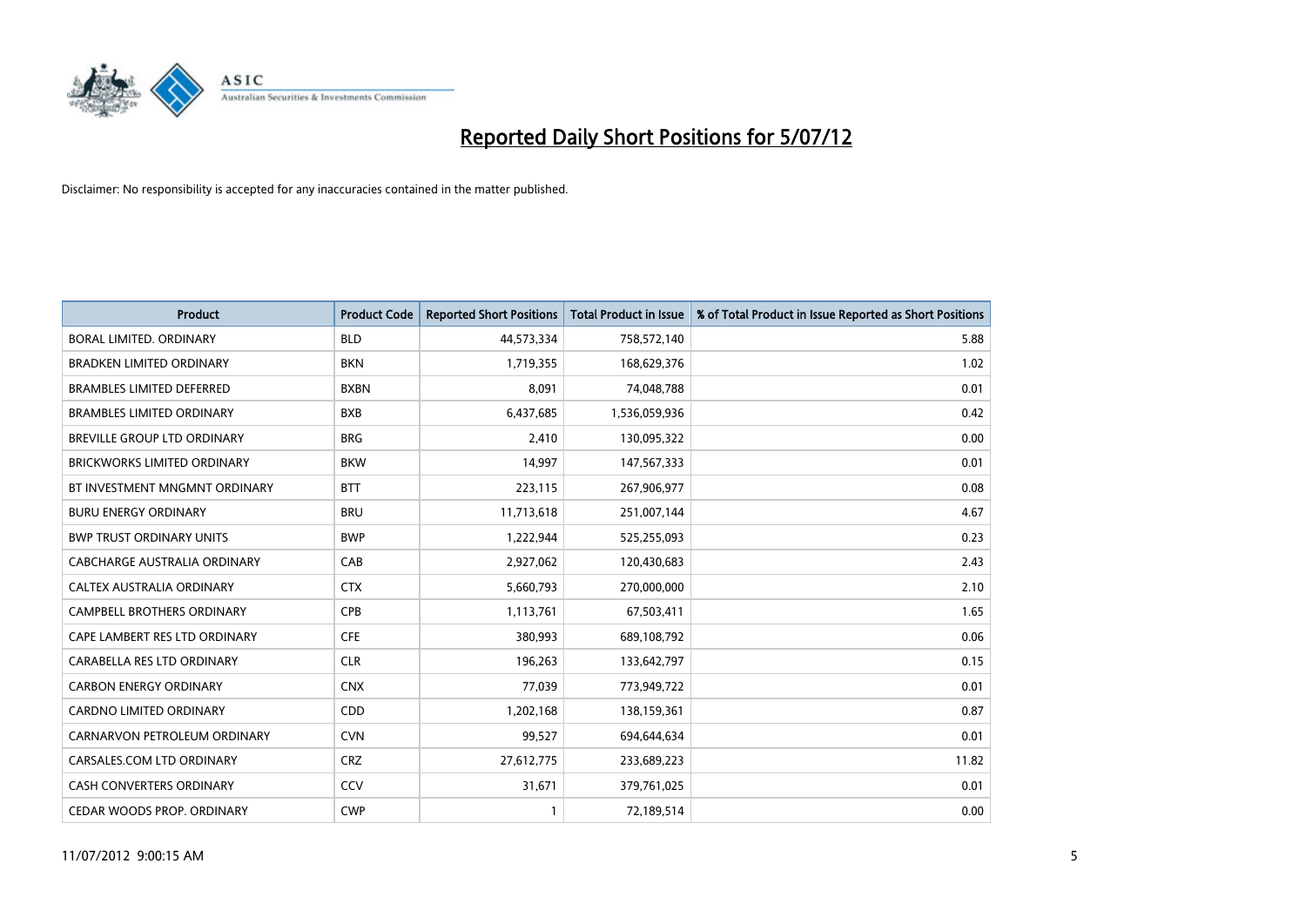# Reported Daily Short Positions for 5/07/12

Disclaimer: No responsibility is accepted for any inaccuracies contained in the matter published.

| Product | Product Code | Reported Short Positions | Total Product in Issue | % of Total Product in Issue Reported as Short Positions |
|---|---|---|---|---|
| BORAL LIMITED. ORDINARY | BLD | 44,573,334 | 758,572,140 | 5.88 |
| BRADKEN LIMITED ORDINARY | BKN | 1,719,355 | 168,629,376 | 1.02 |
| BRAMBLES LIMITED DEFERRED | BXBN | 8,091 | 74,048,788 | 0.01 |
| BRAMBLES LIMITED ORDINARY | BXB | 6,437,685 | 1,536,059,936 | 0.42 |
| BREVILLE GROUP LTD ORDINARY | BRG | 2,410 | 130,095,322 | 0.00 |
| BRICKWORKS LIMITED ORDINARY | BKW | 14,997 | 147,567,333 | 0.01 |
| BT INVESTMENT MNGMNT ORDINARY | BTT | 223,115 | 267,906,977 | 0.08 |
| BURU ENERGY ORDINARY | BRU | 11,713,618 | 251,007,144 | 4.67 |
| BWP TRUST ORDINARY UNITS | BWP | 1,222,944 | 525,255,093 | 0.23 |
| CABCHARGE AUSTRALIA ORDINARY | CAB | 2,927,062 | 120,430,683 | 2.43 |
| CALTEX AUSTRALIA ORDINARY | CTX | 5,660,793 | 270,000,000 | 2.10 |
| CAMPBELL BROTHERS ORDINARY | CPB | 1,113,761 | 67,503,411 | 1.65 |
| CAPE LAMBERT RES LTD ORDINARY | CFE | 380,993 | 689,108,792 | 0.06 |
| CARABELLA RES LTD ORDINARY | CLR | 196,263 | 133,642,797 | 0.15 |
| CARBON ENERGY ORDINARY | CNX | 77,039 | 773,949,722 | 0.01 |
| CARDNO LIMITED ORDINARY | CDD | 1,202,168 | 138,159,361 | 0.87 |
| CARNARVON PETROLEUM ORDINARY | CVN | 99,527 | 694,644,634 | 0.01 |
| CARSALES.COM LTD ORDINARY | CRZ | 27,612,775 | 233,689,223 | 11.82 |
| CASH CONVERTERS ORDINARY | CCV | 31,671 | 379,761,025 | 0.01 |
| CEDAR WOODS PROP. ORDINARY | CWP | 1 | 72,189,514 | 0.00 |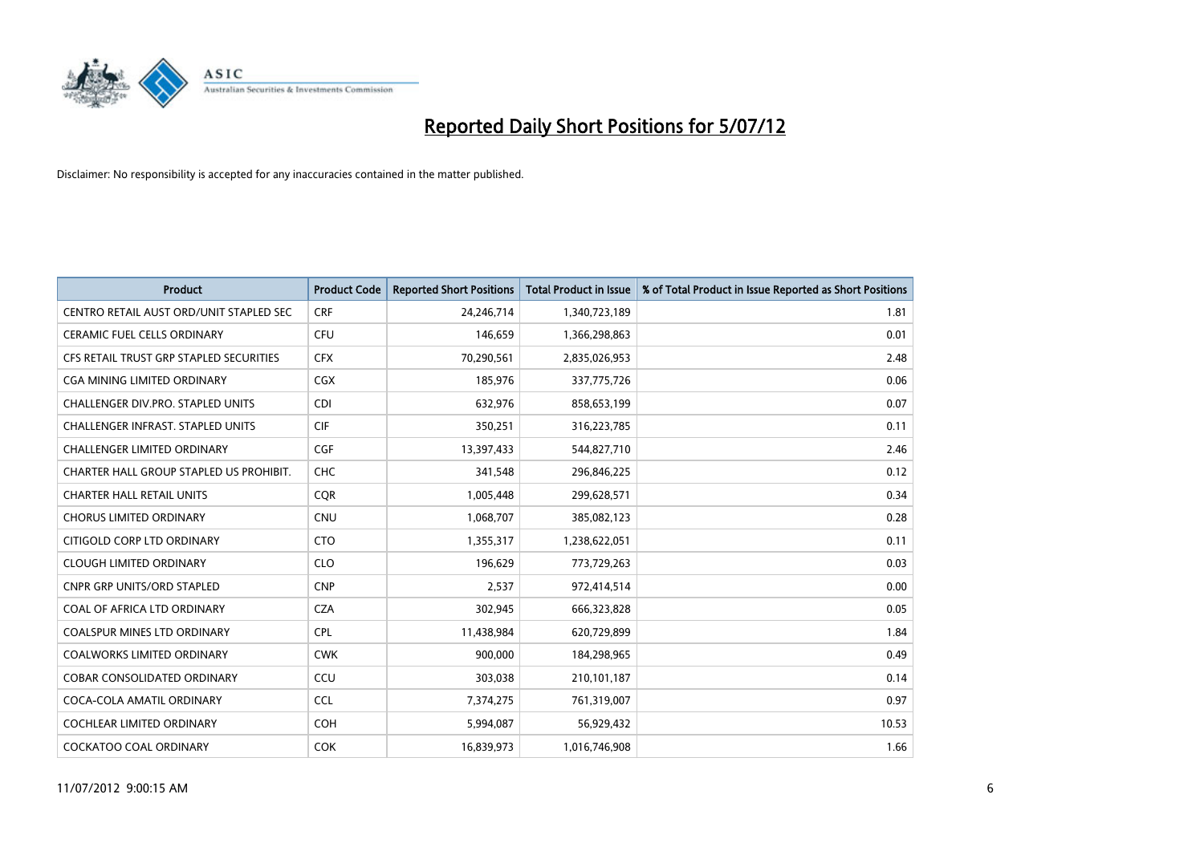# Reported Daily Short Positions for 5/07/12

Disclaimer: No responsibility is accepted for any inaccuracies contained in the matter published.

| Product | Product Code | Reported Short Positions | Total Product in Issue | % of Total Product in Issue Reported as Short Positions |
|---|---|---|---|---|
| CENTRO RETAIL AUST ORD/UNIT STAPLED SEC | CRF | 24,246,714 | 1,340,723,189 | 1.81 |
| CERAMIC FUEL CELLS ORDINARY | CFU | 146,659 | 1,366,298,863 | 0.01 |
| CFS RETAIL TRUST GRP STAPLED SECURITIES | CFX | 70,290,561 | 2,835,026,953 | 2.48 |
| CGA MINING LIMITED ORDINARY | CGX | 185,976 | 337,775,726 | 0.06 |
| CHALLENGER DIV.PRO. STAPLED UNITS | CDI | 632,976 | 858,653,199 | 0.07 |
| CHALLENGER INFRAST. STAPLED UNITS | CIF | 350,251 | 316,223,785 | 0.11 |
| CHALLENGER LIMITED ORDINARY | CGF | 13,397,433 | 544,827,710 | 2.46 |
| CHARTER HALL GROUP STAPLED US PROHIBIT. | CHC | 341,548 | 296,846,225 | 0.12 |
| CHARTER HALL RETAIL UNITS | CQR | 1,005,448 | 299,628,571 | 0.34 |
| CHORUS LIMITED ORDINARY | CNU | 1,068,707 | 385,082,123 | 0.28 |
| CITIGOLD CORP LTD ORDINARY | CTO | 1,355,317 | 1,238,622,051 | 0.11 |
| CLOUGH LIMITED ORDINARY | CLO | 196,629 | 773,729,263 | 0.03 |
| CNPR GRP UNITS/ORD STAPLED | CNP | 2,537 | 972,414,514 | 0.00 |
| COAL OF AFRICA LTD ORDINARY | CZA | 302,945 | 666,323,828 | 0.05 |
| COALSPUR MINES LTD ORDINARY | CPL | 11,438,984 | 620,729,899 | 1.84 |
| COALWORKS LIMITED ORDINARY | CWK | 900,000 | 184,298,965 | 0.49 |
| COBAR CONSOLIDATED ORDINARY | CCU | 303,038 | 210,101,187 | 0.14 |
| COCA-COLA AMATIL ORDINARY | CCL | 7,374,275 | 761,319,007 | 0.97 |
| COCHLEAR LIMITED ORDINARY | COH | 5,994,087 | 56,929,432 | 10.53 |
| COCKATOO COAL ORDINARY | COK | 16,839,973 | 1,016,746,908 | 1.66 |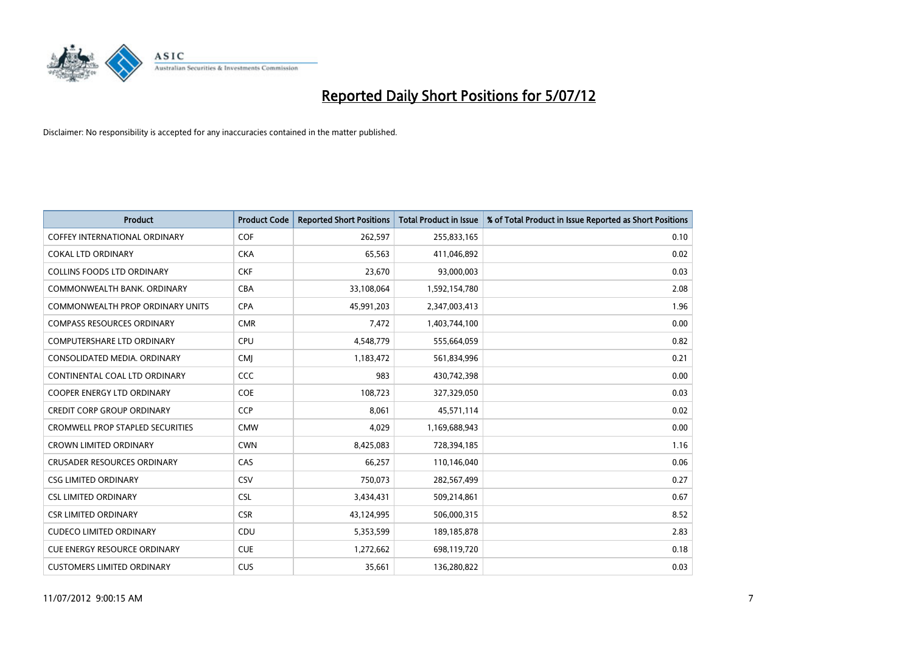# Reported Daily Short Positions for 5/07/12

Disclaimer: No responsibility is accepted for any inaccuracies contained in the matter published.

| Product | Product Code | Reported Short Positions | Total Product in Issue | % of Total Product in Issue Reported as Short Positions |
|---|---|---|---|---|
| COFFEY INTERNATIONAL ORDINARY | COF | 262,597 | 255,833,165 | 0.10 |
| COKAL LTD ORDINARY | CKA | 65,563 | 411,046,892 | 0.02 |
| COLLINS FOODS LTD ORDINARY | CKF | 23,670 | 93,000,003 | 0.03 |
| COMMONWEALTH BANK. ORDINARY | CBA | 33,108,064 | 1,592,154,780 | 2.08 |
| COMMONWEALTH PROP ORDINARY UNITS | CPA | 45,991,203 | 2,347,003,413 | 1.96 |
| COMPASS RESOURCES ORDINARY | CMR | 7,472 | 1,403,744,100 | 0.00 |
| COMPUTERSHARE LTD ORDINARY | CPU | 4,548,779 | 555,664,059 | 0.82 |
| CONSOLIDATED MEDIA. ORDINARY | CMJ | 1,183,472 | 561,834,996 | 0.21 |
| CONTINENTAL COAL LTD ORDINARY | CCC | 983 | 430,742,398 | 0.00 |
| COOPER ENERGY LTD ORDINARY | COE | 108,723 | 327,329,050 | 0.03 |
| CREDIT CORP GROUP ORDINARY | CCP | 8,061 | 45,571,114 | 0.02 |
| CROMWELL PROP STAPLED SECURITIES | CMW | 4,029 | 1,169,688,943 | 0.00 |
| CROWN LIMITED ORDINARY | CWN | 8,425,083 | 728,394,185 | 1.16 |
| CRUSADER RESOURCES ORDINARY | CAS | 66,257 | 110,146,040 | 0.06 |
| CSG LIMITED ORDINARY | CSV | 750,073 | 282,567,499 | 0.27 |
| CSL LIMITED ORDINARY | CSL | 3,434,431 | 509,214,861 | 0.67 |
| CSR LIMITED ORDINARY | CSR | 43,124,995 | 506,000,315 | 8.52 |
| CUDECO LIMITED ORDINARY | CDU | 5,353,599 | 189,185,878 | 2.83 |
| CUE ENERGY RESOURCE ORDINARY | CUE | 1,272,662 | 698,119,720 | 0.18 |
| CUSTOMERS LIMITED ORDINARY | CUS | 35,661 | 136,280,822 | 0.03 |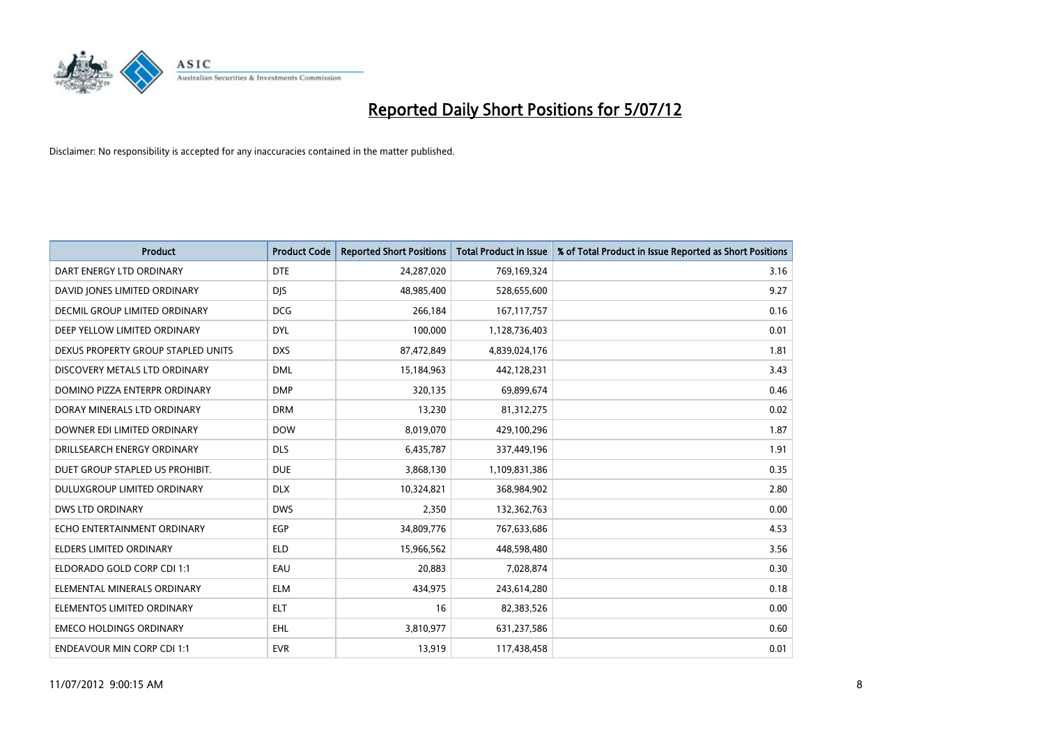# Reported Daily Short Positions for 5/07/12

Disclaimer: No responsibility is accepted for any inaccuracies contained in the matter published.

| Product | Product Code | Reported Short Positions | Total Product in Issue | % of Total Product in Issue Reported as Short Positions |
|---|---|---|---|---|
| DART ENERGY LTD ORDINARY | DTE | 24,287,020 | 769,169,324 | 3.16 |
| DAVID JONES LIMITED ORDINARY | DJS | 48,985,400 | 528,655,600 | 9.27 |
| DECMIL GROUP LIMITED ORDINARY | DCG | 266,184 | 167,117,757 | 0.16 |
| DEEP YELLOW LIMITED ORDINARY | DYL | 100,000 | 1,128,736,403 | 0.01 |
| DEXUS PROPERTY GROUP STAPLED UNITS | DXS | 87,472,849 | 4,839,024,176 | 1.81 |
| DISCOVERY METALS LTD ORDINARY | DML | 15,184,963 | 442,128,231 | 3.43 |
| DOMINO PIZZA ENTERPR ORDINARY | DMP | 320,135 | 69,899,674 | 0.46 |
| DORAY MINERALS LTD ORDINARY | DRM | 13,230 | 81,312,275 | 0.02 |
| DOWNER EDI LIMITED ORDINARY | DOW | 8,019,070 | 429,100,296 | 1.87 |
| DRILLSEARCH ENERGY ORDINARY | DLS | 6,435,787 | 337,449,196 | 1.91 |
| DUET GROUP STAPLED US PROHIBIT. | DUE | 3,868,130 | 1,109,831,386 | 0.35 |
| DULUXGROUP LIMITED ORDINARY | DLX | 10,324,821 | 368,984,902 | 2.80 |
| DWS LTD ORDINARY | DWS | 2,350 | 132,362,763 | 0.00 |
| ECHO ENTERTAINMENT ORDINARY | EGP | 34,809,776 | 767,633,686 | 4.53 |
| ELDERS LIMITED ORDINARY | ELD | 15,966,562 | 448,598,480 | 3.56 |
| ELDORADO GOLD CORP CDI 1:1 | EAU | 20,883 | 7,028,874 | 0.30 |
| ELEMENTAL MINERALS ORDINARY | ELM | 434,975 | 243,614,280 | 0.18 |
| ELEMENTOS LIMITED ORDINARY | ELT | 16 | 82,383,526 | 0.00 |
| EMECO HOLDINGS ORDINARY | EHL | 3,810,977 | 631,237,586 | 0.60 |
| ENDEAVOUR MIN CORP CDI 1:1 | EVR | 13,919 | 117,438,458 | 0.01 |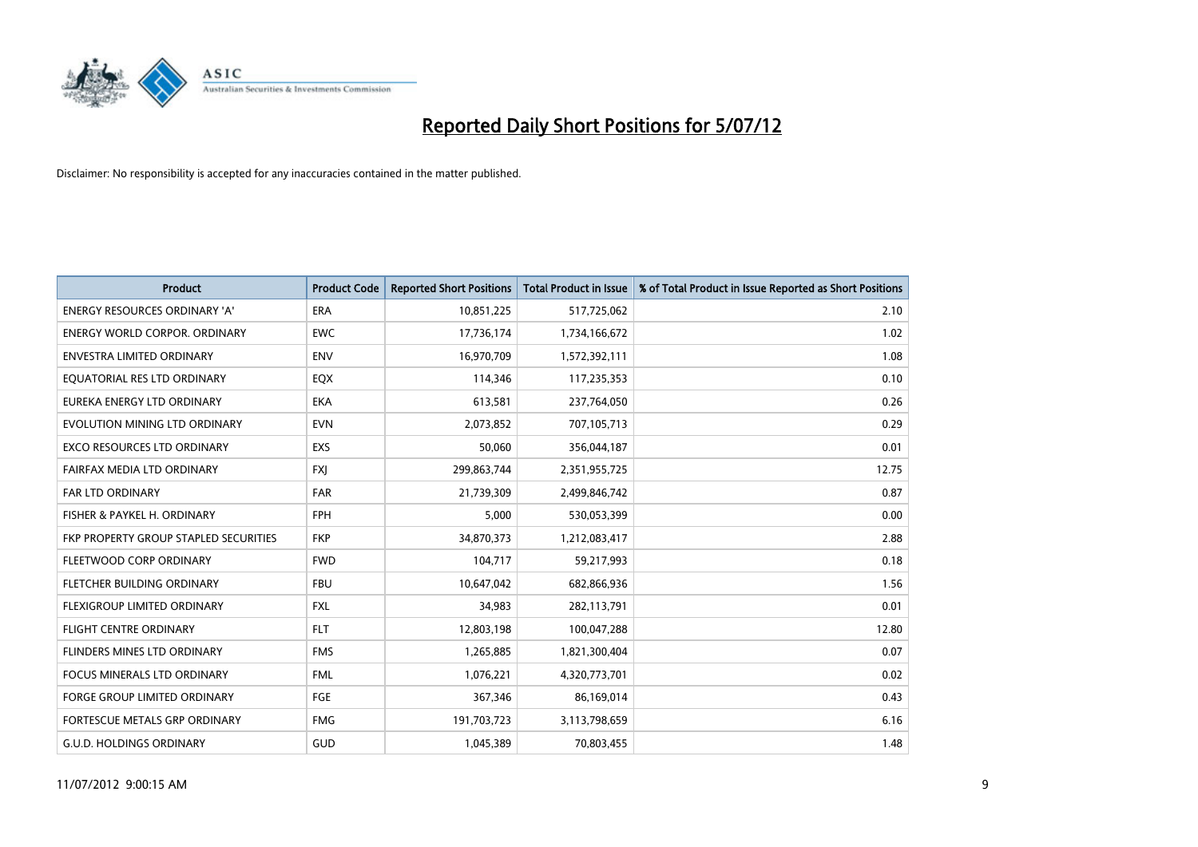# Reported Daily Short Positions for 5/07/12

Disclaimer: No responsibility is accepted for any inaccuracies contained in the matter published.

| Product | Product Code | Reported Short Positions | Total Product in Issue | % of Total Product in Issue Reported as Short Positions |
|---|---|---|---|---|
| ENERGY RESOURCES ORDINARY 'A' | ERA | 10,851,225 | 517,725,062 | 2.10 |
| ENERGY WORLD CORPOR. ORDINARY | EWC | 17,736,174 | 1,734,166,672 | 1.02 |
| ENVESTRA LIMITED ORDINARY | ENV | 16,970,709 | 1,572,392,111 | 1.08 |
| EQUATORIAL RES LTD ORDINARY | EQX | 114,346 | 117,235,353 | 0.10 |
| EUREKA ENERGY LTD ORDINARY | EKA | 613,581 | 237,764,050 | 0.26 |
| EVOLUTION MINING LTD ORDINARY | EVN | 2,073,852 | 707,105,713 | 0.29 |
| EXCO RESOURCES LTD ORDINARY | EXS | 50,060 | 356,044,187 | 0.01 |
| FAIRFAX MEDIA LTD ORDINARY | FXJ | 299,863,744 | 2,351,955,725 | 12.75 |
| FAR LTD ORDINARY | FAR | 21,739,309 | 2,499,846,742 | 0.87 |
| FISHER & PAYKEL H. ORDINARY | FPH | 5,000 | 530,053,399 | 0.00 |
| FKP PROPERTY GROUP STAPLED SECURITIES | FKP | 34,870,373 | 1,212,083,417 | 2.88 |
| FLEETWOOD CORP ORDINARY | FWD | 104,717 | 59,217,993 | 0.18 |
| FLETCHER BUILDING ORDINARY | FBU | 10,647,042 | 682,866,936 | 1.56 |
| FLEXIGROUP LIMITED ORDINARY | FXL | 34,983 | 282,113,791 | 0.01 |
| FLIGHT CENTRE ORDINARY | FLT | 12,803,198 | 100,047,288 | 12.80 |
| FLINDERS MINES LTD ORDINARY | FMS | 1,265,885 | 1,821,300,404 | 0.07 |
| FOCUS MINERALS LTD ORDINARY | FML | 1,076,221 | 4,320,773,701 | 0.02 |
| FORGE GROUP LIMITED ORDINARY | FGE | 367,346 | 86,169,014 | 0.43 |
| FORTESCUE METALS GRP ORDINARY | FMG | 191,703,723 | 3,113,798,659 | 6.16 |
| G.U.D. HOLDINGS ORDINARY | GUD | 1,045,389 | 70,803,455 | 1.48 |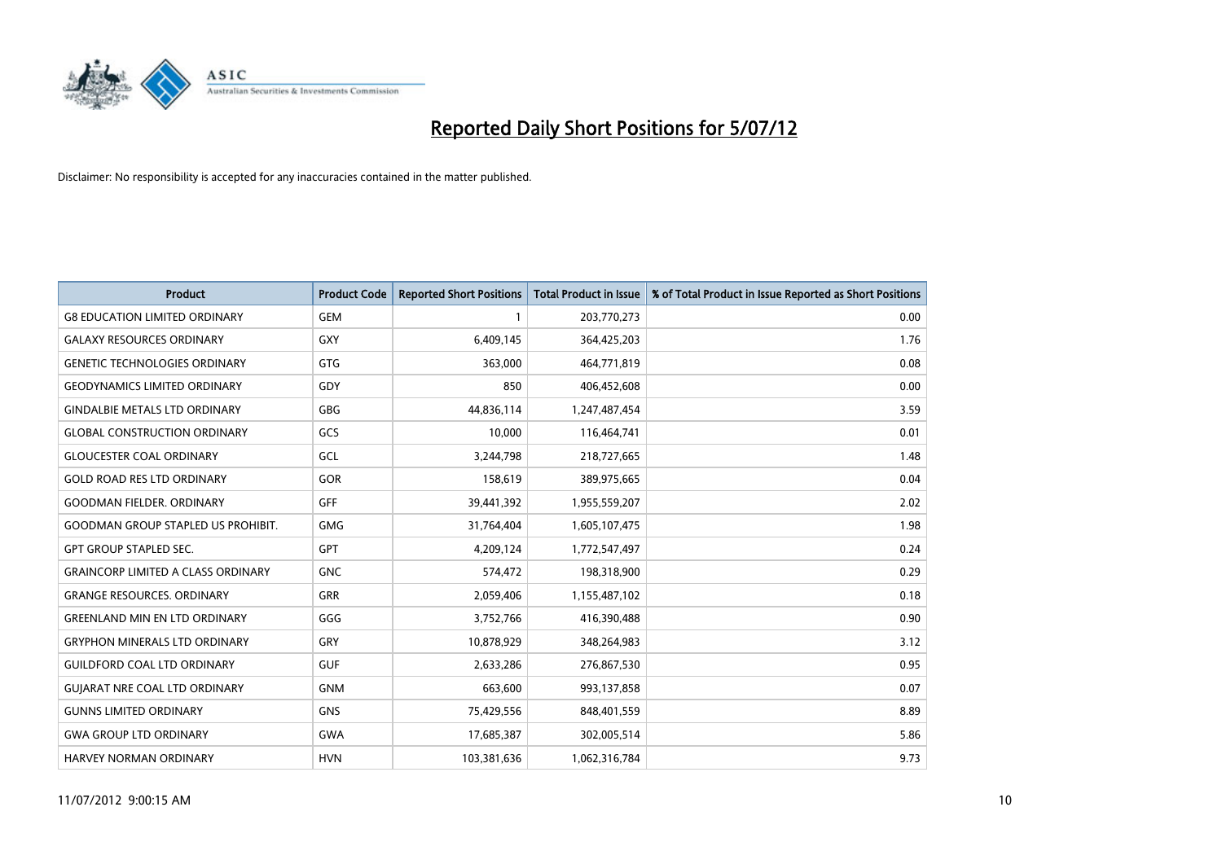# Reported Daily Short Positions for 5/07/12

Disclaimer: No responsibility is accepted for any inaccuracies contained in the matter published.

| Product | Product Code | Reported Short Positions | Total Product in Issue | % of Total Product in Issue Reported as Short Positions |
|---|---|---|---|---|
| G8 EDUCATION LIMITED ORDINARY | GEM | 1 | 203,770,273 | 0.00 |
| GALAXY RESOURCES ORDINARY | GXY | 6,409,145 | 364,425,203 | 1.76 |
| GENETIC TECHNOLOGIES ORDINARY | GTG | 363,000 | 464,771,819 | 0.08 |
| GEODYNAMICS LIMITED ORDINARY | GDY | 850 | 406,452,608 | 0.00 |
| GINDALBIE METALS LTD ORDINARY | GBG | 44,836,114 | 1,247,487,454 | 3.59 |
| GLOBAL CONSTRUCTION ORDINARY | GCS | 10,000 | 116,464,741 | 0.01 |
| GLOUCESTER COAL ORDINARY | GCL | 3,244,798 | 218,727,665 | 1.48 |
| GOLD ROAD RES LTD ORDINARY | GOR | 158,619 | 389,975,665 | 0.04 |
| GOODMAN FIELDER. ORDINARY | GFF | 39,441,392 | 1,955,559,207 | 2.02 |
| GOODMAN GROUP STAPLED US PROHIBIT. | GMG | 31,764,404 | 1,605,107,475 | 1.98 |
| GPT GROUP STAPLED SEC. | GPT | 4,209,124 | 1,772,547,497 | 0.24 |
| GRAINCORP LIMITED A CLASS ORDINARY | GNC | 574,472 | 198,318,900 | 0.29 |
| GRANGE RESOURCES. ORDINARY | GRR | 2,059,406 | 1,155,487,102 | 0.18 |
| GREENLAND MIN EN LTD ORDINARY | GGG | 3,752,766 | 416,390,488 | 0.90 |
| GRYPHON MINERALS LTD ORDINARY | GRY | 10,878,929 | 348,264,983 | 3.12 |
| GUILDFORD COAL LTD ORDINARY | GUF | 2,633,286 | 276,867,530 | 0.95 |
| GUJARAT NRE COAL LTD ORDINARY | GNM | 663,600 | 993,137,858 | 0.07 |
| GUNNS LIMITED ORDINARY | GNS | 75,429,556 | 848,401,559 | 8.89 |
| GWA GROUP LTD ORDINARY | GWA | 17,685,387 | 302,005,514 | 5.86 |
| HARVEY NORMAN ORDINARY | HVN | 103,381,636 | 1,062,316,784 | 9.73 |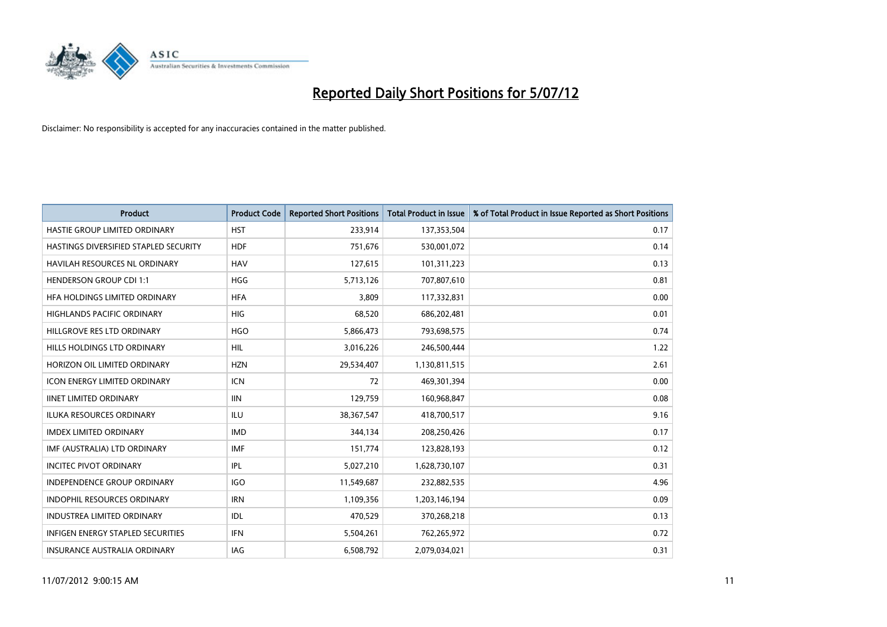# Reported Daily Short Positions for 5/07/12

Disclaimer: No responsibility is accepted for any inaccuracies contained in the matter published.

| Product | Product Code | Reported Short Positions | Total Product in Issue | % of Total Product in Issue Reported as Short Positions |
|---|---|---|---|---|
| HASTIE GROUP LIMITED ORDINARY | HST | 233,914 | 137,353,504 | 0.17 |
| HASTINGS DIVERSIFIED STAPLED SECURITY | HDF | 751,676 | 530,001,072 | 0.14 |
| HAVILAH RESOURCES NL ORDINARY | HAV | 127,615 | 101,311,223 | 0.13 |
| HENDERSON GROUP CDI 1:1 | HGG | 5,713,126 | 707,807,610 | 0.81 |
| HFA HOLDINGS LIMITED ORDINARY | HFA | 3,809 | 117,332,831 | 0.00 |
| HIGHLANDS PACIFIC ORDINARY | HIG | 68,520 | 686,202,481 | 0.01 |
| HILLGROVE RES LTD ORDINARY | HGO | 5,866,473 | 793,698,575 | 0.74 |
| HILLS HOLDINGS LTD ORDINARY | HIL | 3,016,226 | 246,500,444 | 1.22 |
| HORIZON OIL LIMITED ORDINARY | HZN | 29,534,407 | 1,130,811,515 | 2.61 |
| ICON ENERGY LIMITED ORDINARY | ICN | 72 | 469,301,394 | 0.00 |
| IINET LIMITED ORDINARY | IIN | 129,759 | 160,968,847 | 0.08 |
| ILUKA RESOURCES ORDINARY | ILU | 38,367,547 | 418,700,517 | 9.16 |
| IMDEX LIMITED ORDINARY | IMD | 344,134 | 208,250,426 | 0.17 |
| IMF (AUSTRALIA) LTD ORDINARY | IMF | 151,774 | 123,828,193 | 0.12 |
| INCITEC PIVOT ORDINARY | IPL | 5,027,210 | 1,628,730,107 | 0.31 |
| INDEPENDENCE GROUP ORDINARY | IGO | 11,549,687 | 232,882,535 | 4.96 |
| INDOPHIL RESOURCES ORDINARY | IRN | 1,109,356 | 1,203,146,194 | 0.09 |
| INDUSTREA LIMITED ORDINARY | IDL | 470,529 | 370,268,218 | 0.13 |
| INFIGEN ENERGY STAPLED SECURITIES | IFN | 5,504,261 | 762,265,972 | 0.72 |
| INSURANCE AUSTRALIA ORDINARY | IAG | 6,508,792 | 2,079,034,021 | 0.31 |

11/07/2012 9:00:15 AM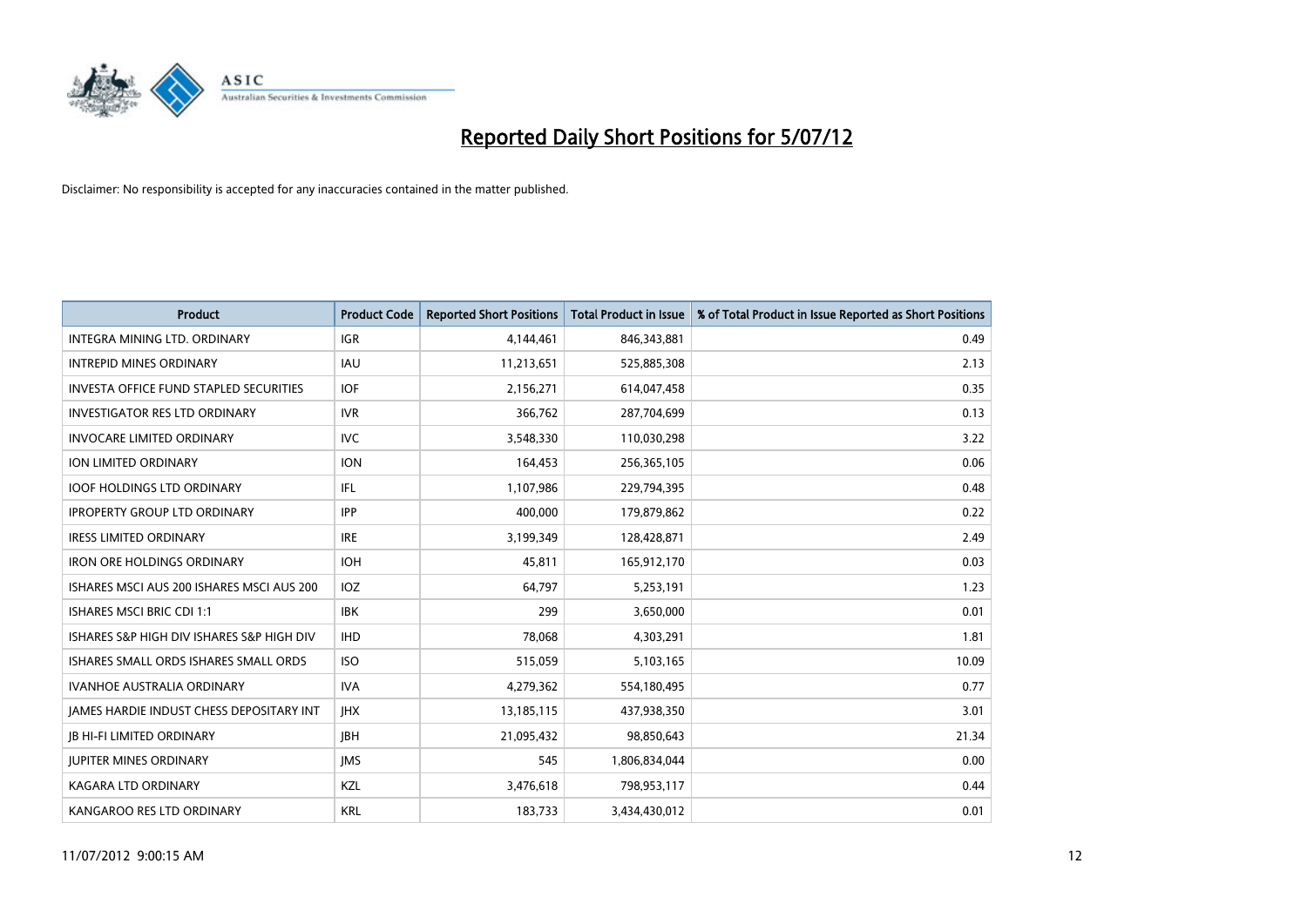# Reported Daily Short Positions for 5/07/12

Disclaimer: No responsibility is accepted for any inaccuracies contained in the matter published.

| Product | Product Code | Reported Short Positions | Total Product in Issue | % of Total Product in Issue Reported as Short Positions |
|---|---|---|---|---|
| INTEGRA MINING LTD. ORDINARY | IGR | 4,144,461 | 846,343,881 | 0.49 |
| INTREPID MINES ORDINARY | IAU | 11,213,651 | 525,885,308 | 2.13 |
| INVESTA OFFICE FUND STAPLED SECURITIES | IOF | 2,156,271 | 614,047,458 | 0.35 |
| INVESTIGATOR RES LTD ORDINARY | IVR | 366,762 | 287,704,699 | 0.13 |
| INVOCARE LIMITED ORDINARY | IVC | 3,548,330 | 110,030,298 | 3.22 |
| ION LIMITED ORDINARY | ION | 164,453 | 256,365,105 | 0.06 |
| IOOF HOLDINGS LTD ORDINARY | IFL | 1,107,986 | 229,794,395 | 0.48 |
| IPROPERTY GROUP LTD ORDINARY | IPP | 400,000 | 179,879,862 | 0.22 |
| IRESS LIMITED ORDINARY | IRE | 3,199,349 | 128,428,871 | 2.49 |
| IRON ORE HOLDINGS ORDINARY | IOH | 45,811 | 165,912,170 | 0.03 |
| ISHARES MSCI AUS 200 ISHARES MSCI AUS 200 | IOZ | 64,797 | 5,253,191 | 1.23 |
| ISHARES MSCI BRIC CDI 1:1 | IBK | 299 | 3,650,000 | 0.01 |
| ISHARES S&P HIGH DIV ISHARES S&P HIGH DIV | IHD | 78,068 | 4,303,291 | 1.81 |
| ISHARES SMALL ORDS ISHARES SMALL ORDS | ISO | 515,059 | 5,103,165 | 10.09 |
| IVANHOE AUSTRALIA ORDINARY | IVA | 4,279,362 | 554,180,495 | 0.77 |
| JAMES HARDIE INDUST CHESS DEPOSITARY INT | JHX | 13,185,115 | 437,938,350 | 3.01 |
| JB HI-FI LIMITED ORDINARY | JBH | 21,095,432 | 98,850,643 | 21.34 |
| JUPITER MINES ORDINARY | JMS | 545 | 1,806,834,044 | 0.00 |
| KAGARA LTD ORDINARY | KZL | 3,476,618 | 798,953,117 | 0.44 |
| KANGAROO RES LTD ORDINARY | KRL | 183,733 | 3,434,430,012 | 0.01 |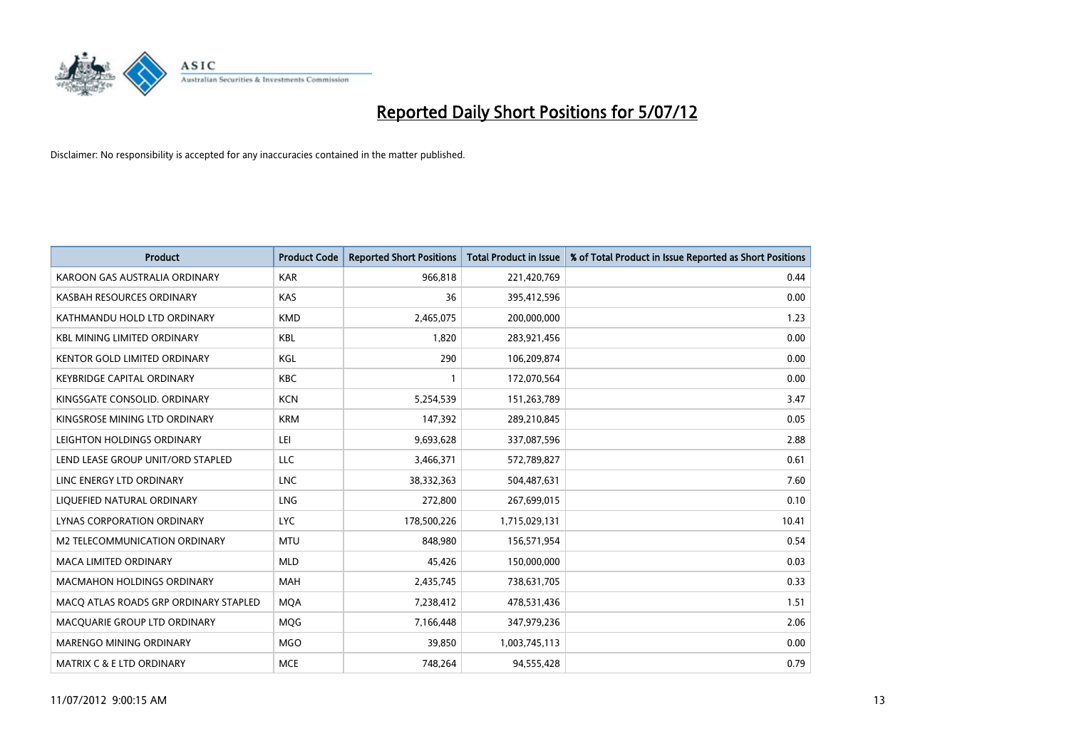# Reported Daily Short Positions for 5/07/12

Disclaimer: No responsibility is accepted for any inaccuracies contained in the matter published.

| Product | Product Code | Reported Short Positions | Total Product in Issue | % of Total Product in Issue Reported as Short Positions |
|---|---|---|---|---|
| KAROON GAS AUSTRALIA ORDINARY | KAR | 966,818 | 221,420,769 | 0.44 |
| KASBAH RESOURCES ORDINARY | KAS | 36 | 395,412,596 | 0.00 |
| KATHMANDU HOLD LTD ORDINARY | KMD | 2,465,075 | 200,000,000 | 1.23 |
| KBL MINING LIMITED ORDINARY | KBL | 1,820 | 283,921,456 | 0.00 |
| KENTOR GOLD LIMITED ORDINARY | KGL | 290 | 106,209,874 | 0.00 |
| KEYBRIDGE CAPITAL ORDINARY | KBC | 1 | 172,070,564 | 0.00 |
| KINGSGATE CONSOLID. ORDINARY | KCN | 5,254,539 | 151,263,789 | 3.47 |
| KINGSROSE MINING LTD ORDINARY | KRM | 147,392 | 289,210,845 | 0.05 |
| LEIGHTON HOLDINGS ORDINARY | LEI | 9,693,628 | 337,087,596 | 2.88 |
| LEND LEASE GROUP UNIT/ORD STAPLED | LLC | 3,466,371 | 572,789,827 | 0.61 |
| LINC ENERGY LTD ORDINARY | LNC | 38,332,363 | 504,487,631 | 7.60 |
| LIQUEFIED NATURAL ORDINARY | LNG | 272,800 | 267,699,015 | 0.10 |
| LYNAS CORPORATION ORDINARY | LYC | 178,500,226 | 1,715,029,131 | 10.41 |
| M2 TELECOMMUNICATION ORDINARY | MTU | 848,980 | 156,571,954 | 0.54 |
| MACA LIMITED ORDINARY | MLD | 45,426 | 150,000,000 | 0.03 |
| MACMAHON HOLDINGS ORDINARY | MAH | 2,435,745 | 738,631,705 | 0.33 |
| MACQ ATLAS ROADS GRP ORDINARY STAPLED | MQA | 7,238,412 | 478,531,436 | 1.51 |
| MACQUARIE GROUP LTD ORDINARY | MQG | 7,166,448 | 347,979,236 | 2.06 |
| MARENGO MINING ORDINARY | MGO | 39,850 | 1,003,745,113 | 0.00 |
| MATRIX C & E LTD ORDINARY | MCE | 748,264 | 94,555,428 | 0.79 |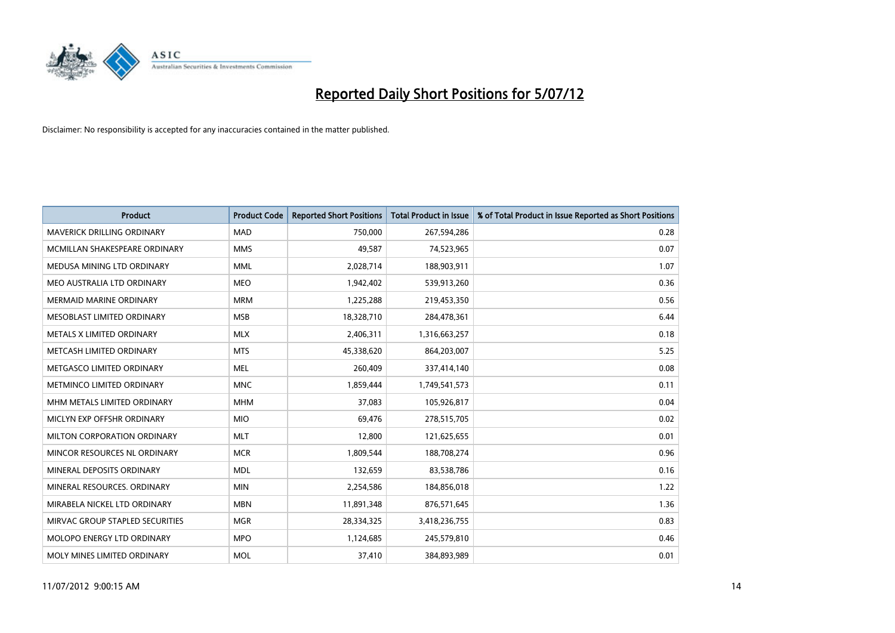# Reported Daily Short Positions for 5/07/12

Disclaimer: No responsibility is accepted for any inaccuracies contained in the matter published.

| Product | Product Code | Reported Short Positions | Total Product in Issue | % of Total Product in Issue Reported as Short Positions |
|---|---|---|---|---|
| MAVERICK DRILLING ORDINARY | MAD | 750,000 | 267,594,286 | 0.28 |
| MCMILLAN SHAKESPEARE ORDINARY | MMS | 49,587 | 74,523,965 | 0.07 |
| MEDUSA MINING LTD ORDINARY | MML | 2,028,714 | 188,903,911 | 1.07 |
| MEO AUSTRALIA LTD ORDINARY | MEO | 1,942,402 | 539,913,260 | 0.36 |
| MERMAID MARINE ORDINARY | MRM | 1,225,288 | 219,453,350 | 0.56 |
| MESOBLAST LIMITED ORDINARY | MSB | 18,328,710 | 284,478,361 | 6.44 |
| METALS X LIMITED ORDINARY | MLX | 2,406,311 | 1,316,663,257 | 0.18 |
| METCASH LIMITED ORDINARY | MTS | 45,338,620 | 864,203,007 | 5.25 |
| METGASCO LIMITED ORDINARY | MEL | 260,409 | 337,414,140 | 0.08 |
| METMINCO LIMITED ORDINARY | MNC | 1,859,444 | 1,749,541,573 | 0.11 |
| MHM METALS LIMITED ORDINARY | MHM | 37,083 | 105,926,817 | 0.04 |
| MICLYN EXP OFFSHR ORDINARY | MIO | 69,476 | 278,515,705 | 0.02 |
| MILTON CORPORATION ORDINARY | MLT | 12,800 | 121,625,655 | 0.01 |
| MINCOR RESOURCES NL ORDINARY | MCR | 1,809,544 | 188,708,274 | 0.96 |
| MINERAL DEPOSITS ORDINARY | MDL | 132,659 | 83,538,786 | 0.16 |
| MINERAL RESOURCES. ORDINARY | MIN | 2,254,586 | 184,856,018 | 1.22 |
| MIRABELA NICKEL LTD ORDINARY | MBN | 11,891,348 | 876,571,645 | 1.36 |
| MIRVAC GROUP STAPLED SECURITIES | MGR | 28,334,325 | 3,418,236,755 | 0.83 |
| MOLOPO ENERGY LTD ORDINARY | MPO | 1,124,685 | 245,579,810 | 0.46 |
| MOLY MINES LIMITED ORDINARY | MOL | 37,410 | 384,893,989 | 0.01 |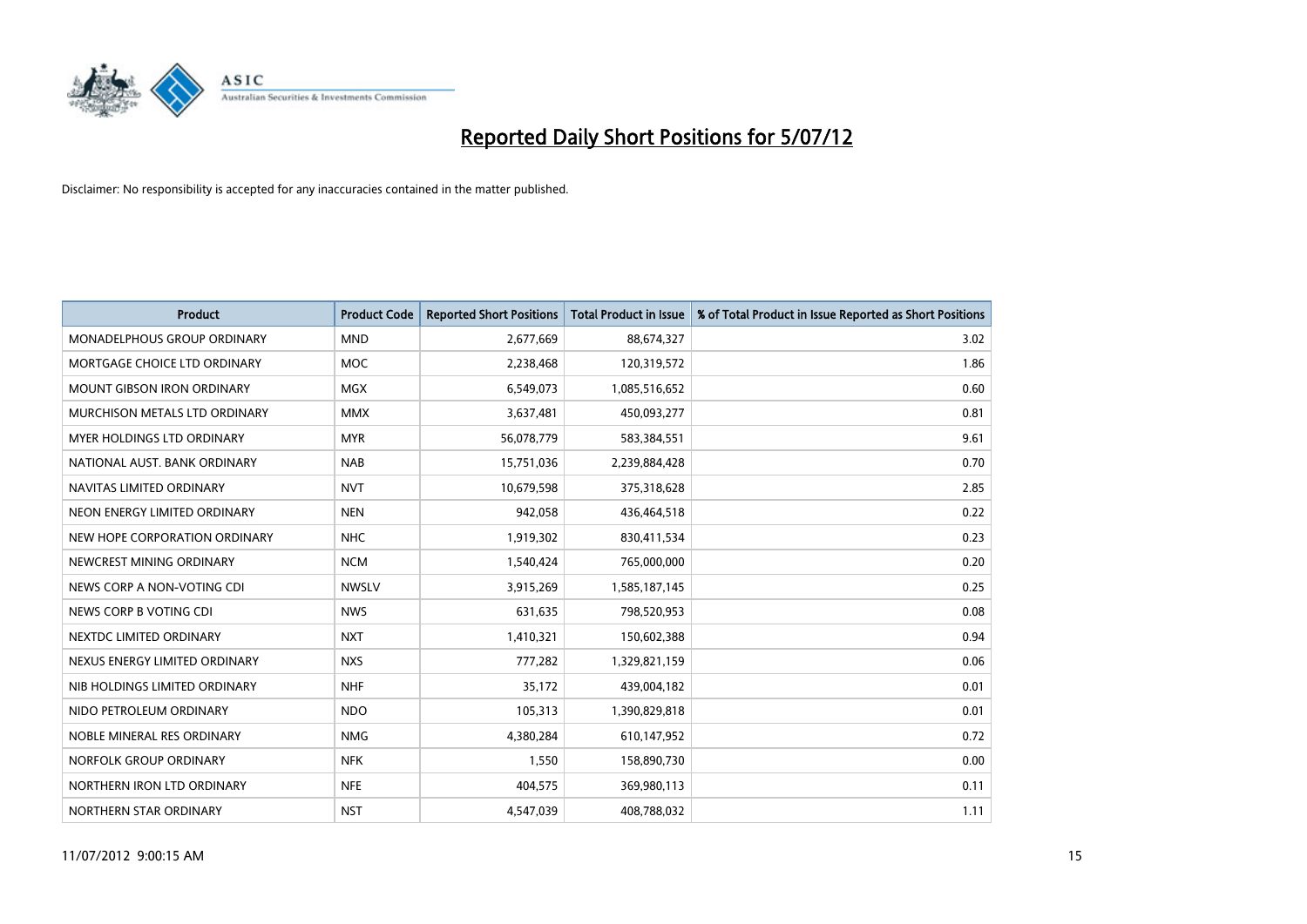# Reported Daily Short Positions for 5/07/12

Disclaimer: No responsibility is accepted for any inaccuracies contained in the matter published.

| Product | Product Code | Reported Short Positions | Total Product in Issue | % of Total Product in Issue Reported as Short Positions |
|---|---|---|---|---|
| MONADELPHOUS GROUP ORDINARY | MND | 2,677,669 | 88,674,327 | 3.02 |
| MORTGAGE CHOICE LTD ORDINARY | MOC | 2,238,468 | 120,319,572 | 1.86 |
| MOUNT GIBSON IRON ORDINARY | MGX | 6,549,073 | 1,085,516,652 | 0.60 |
| MURCHISON METALS LTD ORDINARY | MMX | 3,637,481 | 450,093,277 | 0.81 |
| MYER HOLDINGS LTD ORDINARY | MYR | 56,078,779 | 583,384,551 | 9.61 |
| NATIONAL AUST. BANK ORDINARY | NAB | 15,751,036 | 2,239,884,428 | 0.70 |
| NAVITAS LIMITED ORDINARY | NVT | 10,679,598 | 375,318,628 | 2.85 |
| NEON ENERGY LIMITED ORDINARY | NEN | 942,058 | 436,464,518 | 0.22 |
| NEW HOPE CORPORATION ORDINARY | NHC | 1,919,302 | 830,411,534 | 0.23 |
| NEWCREST MINING ORDINARY | NCM | 1,540,424 | 765,000,000 | 0.20 |
| NEWS CORP A NON-VOTING CDI | NWSLV | 3,915,269 | 1,585,187,145 | 0.25 |
| NEWS CORP B VOTING CDI | NWS | 631,635 | 798,520,953 | 0.08 |
| NEXTDC LIMITED ORDINARY | NXT | 1,410,321 | 150,602,388 | 0.94 |
| NEXUS ENERGY LIMITED ORDINARY | NXS | 777,282 | 1,329,821,159 | 0.06 |
| NIB HOLDINGS LIMITED ORDINARY | NHF | 35,172 | 439,004,182 | 0.01 |
| NIDO PETROLEUM ORDINARY | NDO | 105,313 | 1,390,829,818 | 0.01 |
| NOBLE MINERAL RES ORDINARY | NMG | 4,380,284 | 610,147,952 | 0.72 |
| NORFOLK GROUP ORDINARY | NFK | 1,550 | 158,890,730 | 0.00 |
| NORTHERN IRON LTD ORDINARY | NFE | 404,575 | 369,980,113 | 0.11 |
| NORTHERN STAR ORDINARY | NST | 4,547,039 | 408,788,032 | 1.11 |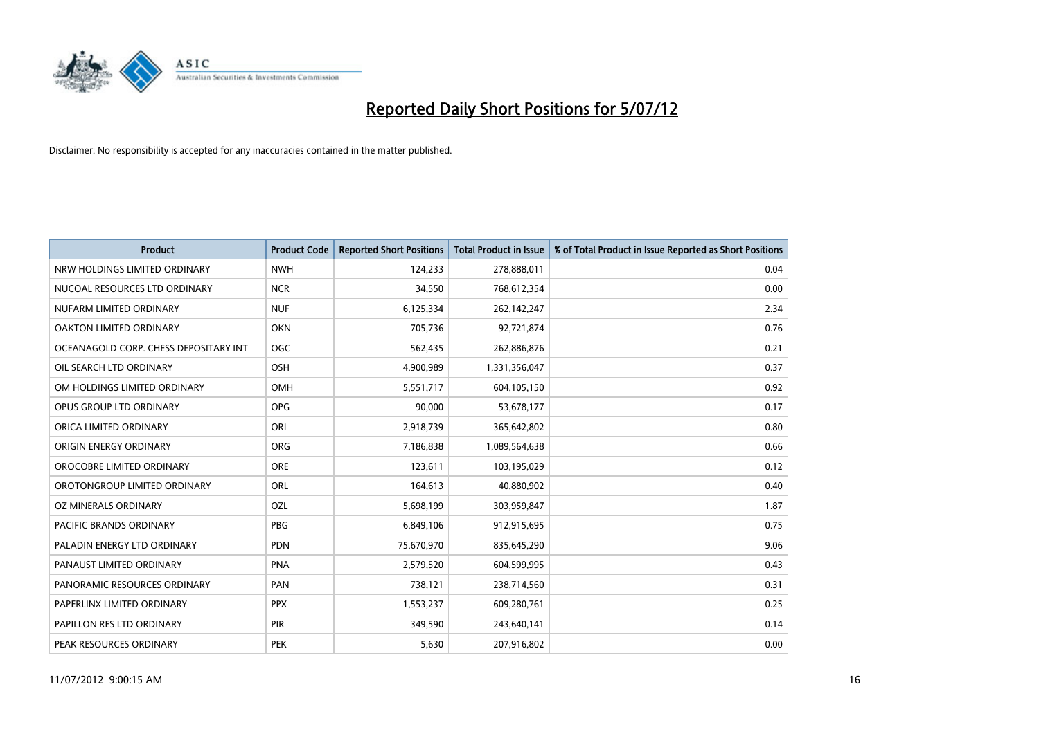# Reported Daily Short Positions for 5/07/12

Disclaimer: No responsibility is accepted for any inaccuracies contained in the matter published.

| Product | Product Code | Reported Short Positions | Total Product in Issue | % of Total Product in Issue Reported as Short Positions |
|---|---|---|---|---|
| NRW HOLDINGS LIMITED ORDINARY | NWH | 124,233 | 278,888,011 | 0.04 |
| NUCOAL RESOURCES LTD ORDINARY | NCR | 34,550 | 768,612,354 | 0.00 |
| NUFARM LIMITED ORDINARY | NUF | 6,125,334 | 262,142,247 | 2.34 |
| OAKTON LIMITED ORDINARY | OKN | 705,736 | 92,721,874 | 0.76 |
| OCEANAGOLD CORP. CHESS DEPOSITARY INT | OGC | 562,435 | 262,886,876 | 0.21 |
| OIL SEARCH LTD ORDINARY | OSH | 4,900,989 | 1,331,356,047 | 0.37 |
| OM HOLDINGS LIMITED ORDINARY | OMH | 5,551,717 | 604,105,150 | 0.92 |
| OPUS GROUP LTD ORDINARY | OPG | 90,000 | 53,678,177 | 0.17 |
| ORICA LIMITED ORDINARY | ORI | 2,918,739 | 365,642,802 | 0.80 |
| ORIGIN ENERGY ORDINARY | ORG | 7,186,838 | 1,089,564,638 | 0.66 |
| OROCOBRE LIMITED ORDINARY | ORE | 123,611 | 103,195,029 | 0.12 |
| OROTONGROUP LIMITED ORDINARY | ORL | 164,613 | 40,880,902 | 0.40 |
| OZ MINERALS ORDINARY | OZL | 5,698,199 | 303,959,847 | 1.87 |
| PACIFIC BRANDS ORDINARY | PBG | 6,849,106 | 912,915,695 | 0.75 |
| PALADIN ENERGY LTD ORDINARY | PDN | 75,670,970 | 835,645,290 | 9.06 |
| PANAUST LIMITED ORDINARY | PNA | 2,579,520 | 604,599,995 | 0.43 |
| PANORAMIC RESOURCES ORDINARY | PAN | 738,121 | 238,714,560 | 0.31 |
| PAPERLINX LIMITED ORDINARY | PPX | 1,553,237 | 609,280,761 | 0.25 |
| PAPILLON RES LTD ORDINARY | PIR | 349,590 | 243,640,141 | 0.14 |
| PEAK RESOURCES ORDINARY | PEK | 5,630 | 207,916,802 | 0.00 |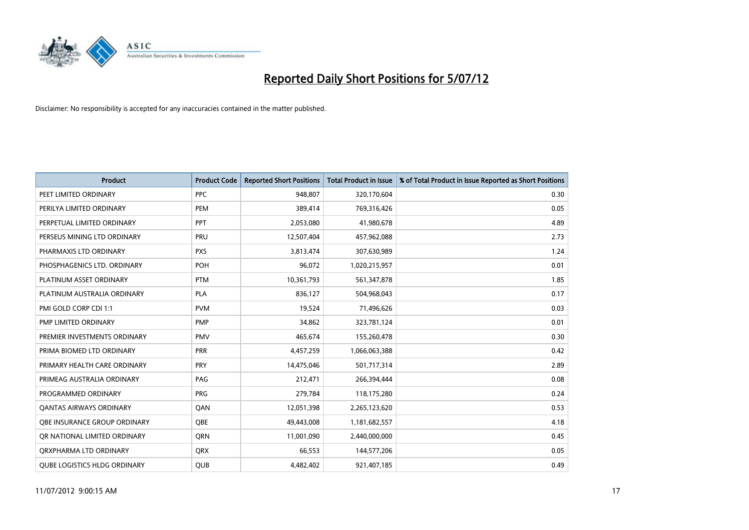# Reported Daily Short Positions for 5/07/12

Disclaimer: No responsibility is accepted for any inaccuracies contained in the matter published.

| Product | Product Code | Reported Short Positions | Total Product in Issue | % of Total Product in Issue Reported as Short Positions |
|---|---|---|---|---|
| PEET LIMITED ORDINARY | PPC | 948,807 | 320,170,604 | 0.30 |
| PERILYA LIMITED ORDINARY | PEM | 389,414 | 769,316,426 | 0.05 |
| PERPETUAL LIMITED ORDINARY | PPT | 2,053,080 | 41,980,678 | 4.89 |
| PERSEUS MINING LTD ORDINARY | PRU | 12,507,404 | 457,962,088 | 2.73 |
| PHARMAXIS LTD ORDINARY | PXS | 3,813,474 | 307,630,989 | 1.24 |
| PHOSPHAGENICS LTD. ORDINARY | POH | 96,072 | 1,020,215,957 | 0.01 |
| PLATINUM ASSET ORDINARY | PTM | 10,361,793 | 561,347,878 | 1.85 |
| PLATINUM AUSTRALIA ORDINARY | PLA | 836,127 | 504,968,043 | 0.17 |
| PMI GOLD CORP CDI 1:1 | PVM | 19,524 | 71,496,626 | 0.03 |
| PMP LIMITED ORDINARY | PMP | 34,862 | 323,781,124 | 0.01 |
| PREMIER INVESTMENTS ORDINARY | PMV | 465,674 | 155,260,478 | 0.30 |
| PRIMA BIOMED LTD ORDINARY | PRR | 4,457,259 | 1,066,063,388 | 0.42 |
| PRIMARY HEALTH CARE ORDINARY | PRY | 14,475,046 | 501,717,314 | 2.89 |
| PRIMEAG AUSTRALIA ORDINARY | PAG | 212,471 | 266,394,444 | 0.08 |
| PROGRAMMED ORDINARY | PRG | 279,784 | 118,175,280 | 0.24 |
| QANTAS AIRWAYS ORDINARY | QAN | 12,051,398 | 2,265,123,620 | 0.53 |
| QBE INSURANCE GROUP ORDINARY | QBE | 49,443,008 | 1,181,682,557 | 4.18 |
| QR NATIONAL LIMITED ORDINARY | QRN | 11,001,090 | 2,440,000,000 | 0.45 |
| QRXPHARMA LTD ORDINARY | QRX | 66,553 | 144,577,206 | 0.05 |
| QUBE LOGISTICS HLDG ORDINARY | QUB | 4,482,402 | 921,407,185 | 0.49 |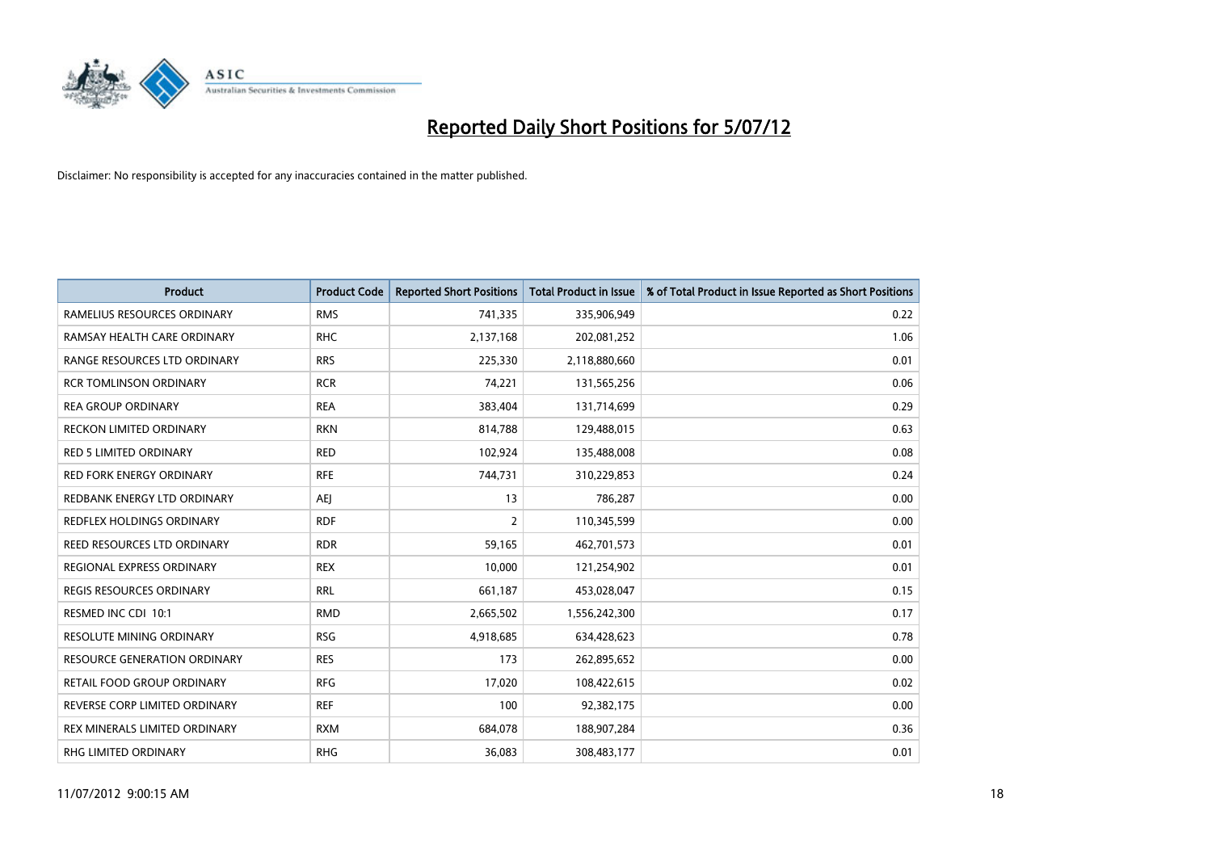# Reported Daily Short Positions for 5/07/12

Disclaimer: No responsibility is accepted for any inaccuracies contained in the matter published.

| Product | Product Code | Reported Short Positions | Total Product in Issue | % of Total Product in Issue Reported as Short Positions |
|---|---|---|---|---|
| RAMELIUS RESOURCES ORDINARY | RMS | 741,335 | 335,906,949 | 0.22 |
| RAMSAY HEALTH CARE ORDINARY | RHC | 2,137,168 | 202,081,252 | 1.06 |
| RANGE RESOURCES LTD ORDINARY | RRS | 225,330 | 2,118,880,660 | 0.01 |
| RCR TOMLINSON ORDINARY | RCR | 74,221 | 131,565,256 | 0.06 |
| REA GROUP ORDINARY | REA | 383,404 | 131,714,699 | 0.29 |
| RECKON LIMITED ORDINARY | RKN | 814,788 | 129,488,015 | 0.63 |
| RED 5 LIMITED ORDINARY | RED | 102,924 | 135,488,008 | 0.08 |
| RED FORK ENERGY ORDINARY | RFE | 744,731 | 310,229,853 | 0.24 |
| REDBANK ENERGY LTD ORDINARY | AEJ | 13 | 786,287 | 0.00 |
| REDFLEX HOLDINGS ORDINARY | RDF | 2 | 110,345,599 | 0.00 |
| REED RESOURCES LTD ORDINARY | RDR | 59,165 | 462,701,573 | 0.01 |
| REGIONAL EXPRESS ORDINARY | REX | 10,000 | 121,254,902 | 0.01 |
| REGIS RESOURCES ORDINARY | RRL | 661,187 | 453,028,047 | 0.15 |
| RESMED INC CDI 10:1 | RMD | 2,665,502 | 1,556,242,300 | 0.17 |
| RESOLUTE MINING ORDINARY | RSG | 4,918,685 | 634,428,623 | 0.78 |
| RESOURCE GENERATION ORDINARY | RES | 173 | 262,895,652 | 0.00 |
| RETAIL FOOD GROUP ORDINARY | RFG | 17,020 | 108,422,615 | 0.02 |
| REVERSE CORP LIMITED ORDINARY | REF | 100 | 92,382,175 | 0.00 |
| REX MINERALS LIMITED ORDINARY | RXM | 684,078 | 188,907,284 | 0.36 |
| RHG LIMITED ORDINARY | RHG | 36,083 | 308,483,177 | 0.01 |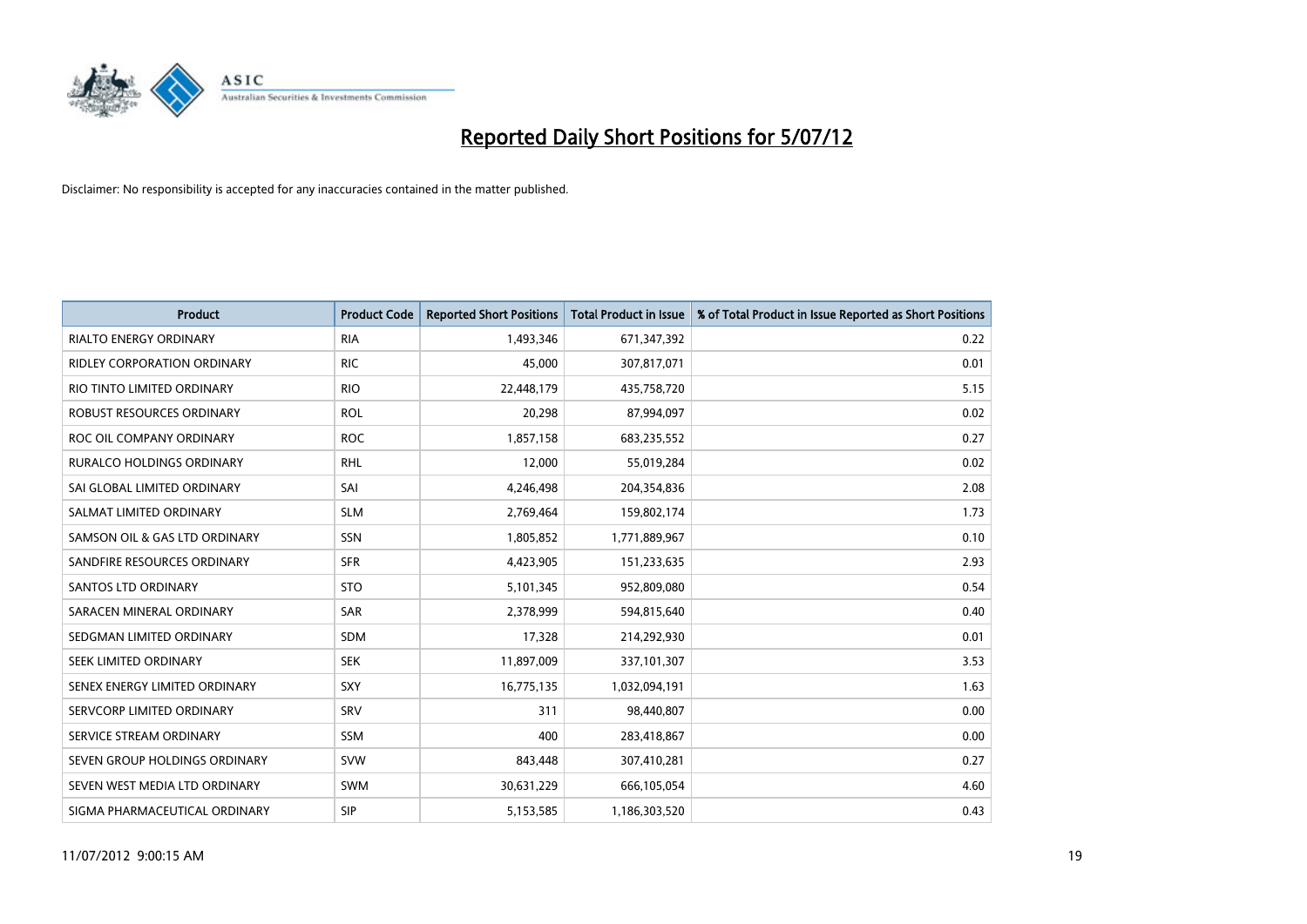# Reported Daily Short Positions for 5/07/12

Disclaimer: No responsibility is accepted for any inaccuracies contained in the matter published.

| Product | Product Code | Reported Short Positions | Total Product in Issue | % of Total Product in Issue Reported as Short Positions |
|---|---|---|---|---|
| RIALTO ENERGY ORDINARY | RIA | 1,493,346 | 671,347,392 | 0.22 |
| RIDLEY CORPORATION ORDINARY | RIC | 45,000 | 307,817,071 | 0.01 |
| RIO TINTO LIMITED ORDINARY | RIO | 22,448,179 | 435,758,720 | 5.15 |
| ROBUST RESOURCES ORDINARY | ROL | 20,298 | 87,994,097 | 0.02 |
| ROC OIL COMPANY ORDINARY | ROC | 1,857,158 | 683,235,552 | 0.27 |
| RURALCO HOLDINGS ORDINARY | RHL | 12,000 | 55,019,284 | 0.02 |
| SAI GLOBAL LIMITED ORDINARY | SAI | 4,246,498 | 204,354,836 | 2.08 |
| SALMAT LIMITED ORDINARY | SLM | 2,769,464 | 159,802,174 | 1.73 |
| SAMSON OIL & GAS LTD ORDINARY | SSN | 1,805,852 | 1,771,889,967 | 0.10 |
| SANDFIRE RESOURCES ORDINARY | SFR | 4,423,905 | 151,233,635 | 2.93 |
| SANTOS LTD ORDINARY | STO | 5,101,345 | 952,809,080 | 0.54 |
| SARACEN MINERAL ORDINARY | SAR | 2,378,999 | 594,815,640 | 0.40 |
| SEDGMAN LIMITED ORDINARY | SDM | 17,328 | 214,292,930 | 0.01 |
| SEEK LIMITED ORDINARY | SEK | 11,897,009 | 337,101,307 | 3.53 |
| SENEX ENERGY LIMITED ORDINARY | SXY | 16,775,135 | 1,032,094,191 | 1.63 |
| SERVCORP LIMITED ORDINARY | SRV | 311 | 98,440,807 | 0.00 |
| SERVICE STREAM ORDINARY | SSM | 400 | 283,418,867 | 0.00 |
| SEVEN GROUP HOLDINGS ORDINARY | SVW | 843,448 | 307,410,281 | 0.27 |
| SEVEN WEST MEDIA LTD ORDINARY | SWM | 30,631,229 | 666,105,054 | 4.60 |
| SIGMA PHARMACEUTICAL ORDINARY | SIP | 5,153,585 | 1,186,303,520 | 0.43 |

11/07/2012 9:00:15 AM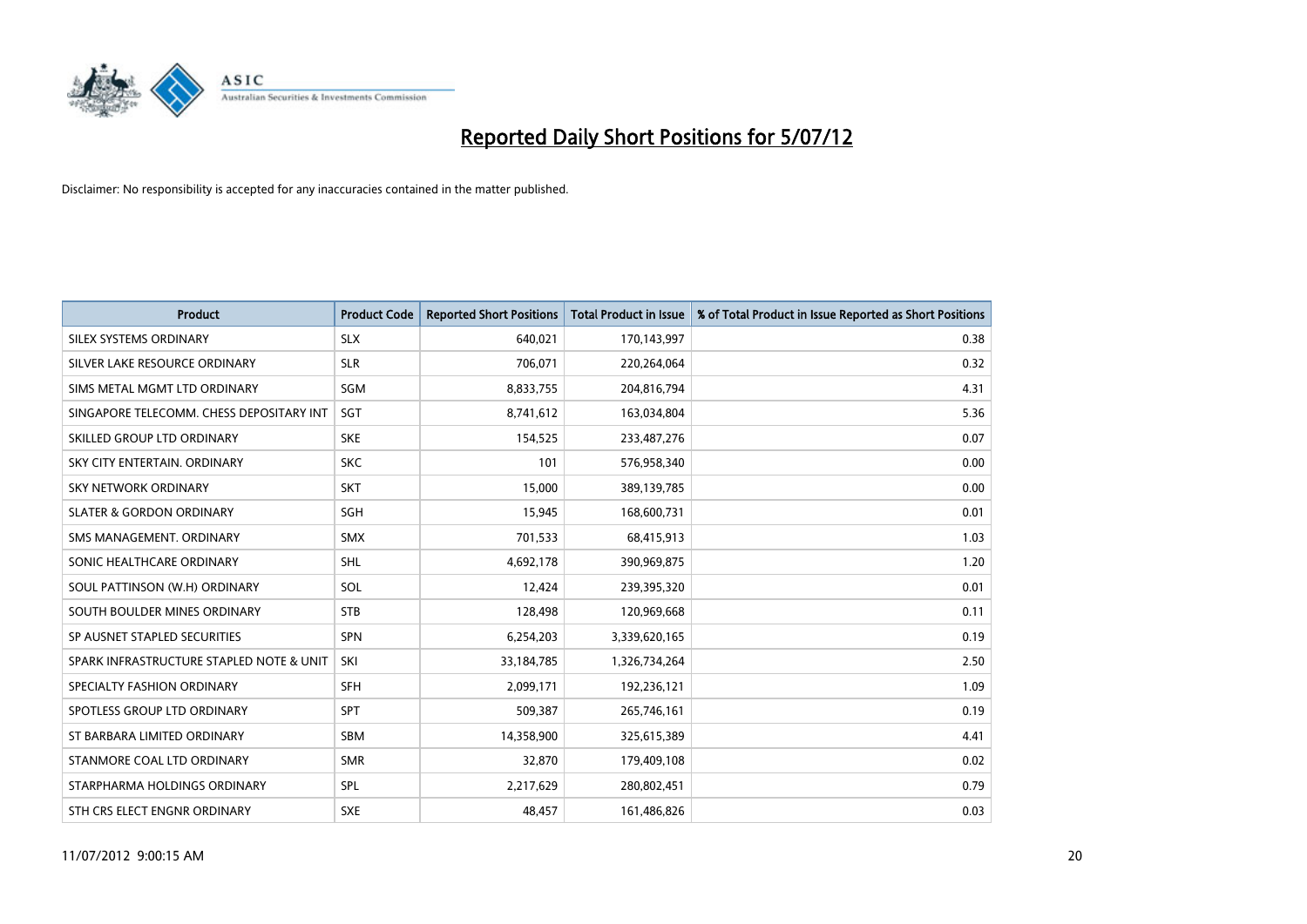# Reported Daily Short Positions for 5/07/12

Disclaimer: No responsibility is accepted for any inaccuracies contained in the matter published.

| Product | Product Code | Reported Short Positions | Total Product in Issue | % of Total Product in Issue Reported as Short Positions |
|---|---|---|---|---|
| SILEX SYSTEMS ORDINARY | SLX | 640,021 | 170,143,997 | 0.38 |
| SILVER LAKE RESOURCE ORDINARY | SLR | 706,071 | 220,264,064 | 0.32 |
| SIMS METAL MGMT LTD ORDINARY | SGM | 8,833,755 | 204,816,794 | 4.31 |
| SINGAPORE TELECOMM. CHESS DEPOSITARY INT | SGT | 8,741,612 | 163,034,804 | 5.36 |
| SKILLED GROUP LTD ORDINARY | SKE | 154,525 | 233,487,276 | 0.07 |
| SKY CITY ENTERTAIN. ORDINARY | SKC | 101 | 576,958,340 | 0.00 |
| SKY NETWORK ORDINARY | SKT | 15,000 | 389,139,785 | 0.00 |
| SLATER & GORDON ORDINARY | SGH | 15,945 | 168,600,731 | 0.01 |
| SMS MANAGEMENT. ORDINARY | SMX | 701,533 | 68,415,913 | 1.03 |
| SONIC HEALTHCARE ORDINARY | SHL | 4,692,178 | 390,969,875 | 1.20 |
| SOUL PATTINSON (W.H) ORDINARY | SOL | 12,424 | 239,395,320 | 0.01 |
| SOUTH BOULDER MINES ORDINARY | STB | 128,498 | 120,969,668 | 0.11 |
| SP AUSNET STAPLED SECURITIES | SPN | 6,254,203 | 3,339,620,165 | 0.19 |
| SPARK INFRASTRUCTURE STAPLED NOTE & UNIT | SKI | 33,184,785 | 1,326,734,264 | 2.50 |
| SPECIALTY FASHION ORDINARY | SFH | 2,099,171 | 192,236,121 | 1.09 |
| SPOTLESS GROUP LTD ORDINARY | SPT | 509,387 | 265,746,161 | 0.19 |
| ST BARBARA LIMITED ORDINARY | SBM | 14,358,900 | 325,615,389 | 4.41 |
| STANMORE COAL LTD ORDINARY | SMR | 32,870 | 179,409,108 | 0.02 |
| STARPHARMA HOLDINGS ORDINARY | SPL | 2,217,629 | 280,802,451 | 0.79 |
| STH CRS ELECT ENGNR ORDINARY | SXE | 48,457 | 161,486,826 | 0.03 |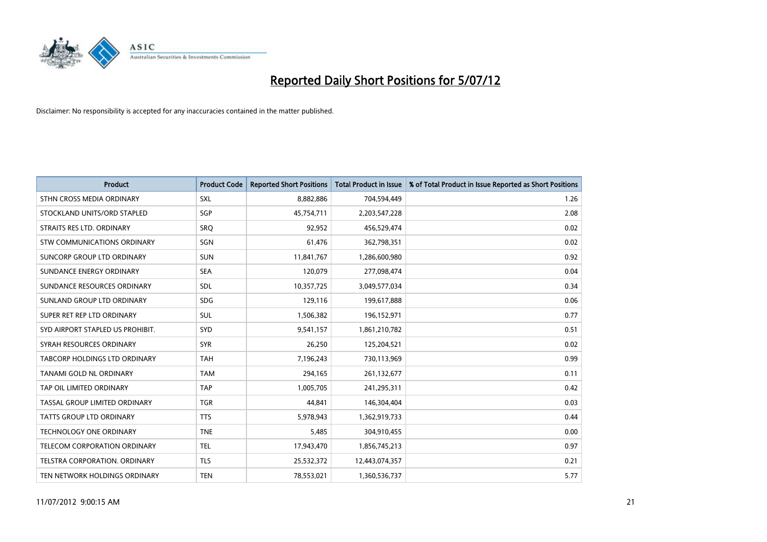# Reported Daily Short Positions for 5/07/12

Disclaimer: No responsibility is accepted for any inaccuracies contained in the matter published.

| Product | Product Code | Reported Short Positions | Total Product in Issue | % of Total Product in Issue Reported as Short Positions |
|---|---|---|---|---|
| STHN CROSS MEDIA ORDINARY | SXL | 8,882,886 | 704,594,449 | 1.26 |
| STOCKLAND UNITS/ORD STAPLED | SGP | 45,754,711 | 2,203,547,228 | 2.08 |
| STRAITS RES LTD. ORDINARY | SRQ | 92,952 | 456,529,474 | 0.02 |
| STW COMMUNICATIONS ORDINARY | SGN | 61,476 | 362,798,351 | 0.02 |
| SUNCORP GROUP LTD ORDINARY | SUN | 11,841,767 | 1,286,600,980 | 0.92 |
| SUNDANCE ENERGY ORDINARY | SEA | 120,079 | 277,098,474 | 0.04 |
| SUNDANCE RESOURCES ORDINARY | SDL | 10,357,725 | 3,049,577,034 | 0.34 |
| SUNLAND GROUP LTD ORDINARY | SDG | 129,116 | 199,617,888 | 0.06 |
| SUPER RET REP LTD ORDINARY | SUL | 1,506,382 | 196,152,971 | 0.77 |
| SYD AIRPORT STAPLED US PROHIBIT. | SYD | 9,541,157 | 1,861,210,782 | 0.51 |
| SYRAH RESOURCES ORDINARY | SYR | 26,250 | 125,204,521 | 0.02 |
| TABCORP HOLDINGS LTD ORDINARY | TAH | 7,196,243 | 730,113,969 | 0.99 |
| TANAMI GOLD NL ORDINARY | TAM | 294,165 | 261,132,677 | 0.11 |
| TAP OIL LIMITED ORDINARY | TAP | 1,005,705 | 241,295,311 | 0.42 |
| TASSAL GROUP LIMITED ORDINARY | TGR | 44,841 | 146,304,404 | 0.03 |
| TATTS GROUP LTD ORDINARY | TTS | 5,978,943 | 1,362,919,733 | 0.44 |
| TECHNOLOGY ONE ORDINARY | TNE | 5,485 | 304,910,455 | 0.00 |
| TELECOM CORPORATION ORDINARY | TEL | 17,943,470 | 1,856,745,213 | 0.97 |
| TELSTRA CORPORATION. ORDINARY | TLS | 25,532,372 | 12,443,074,357 | 0.21 |
| TEN NETWORK HOLDINGS ORDINARY | TEN | 78,553,021 | 1,360,536,737 | 5.77 |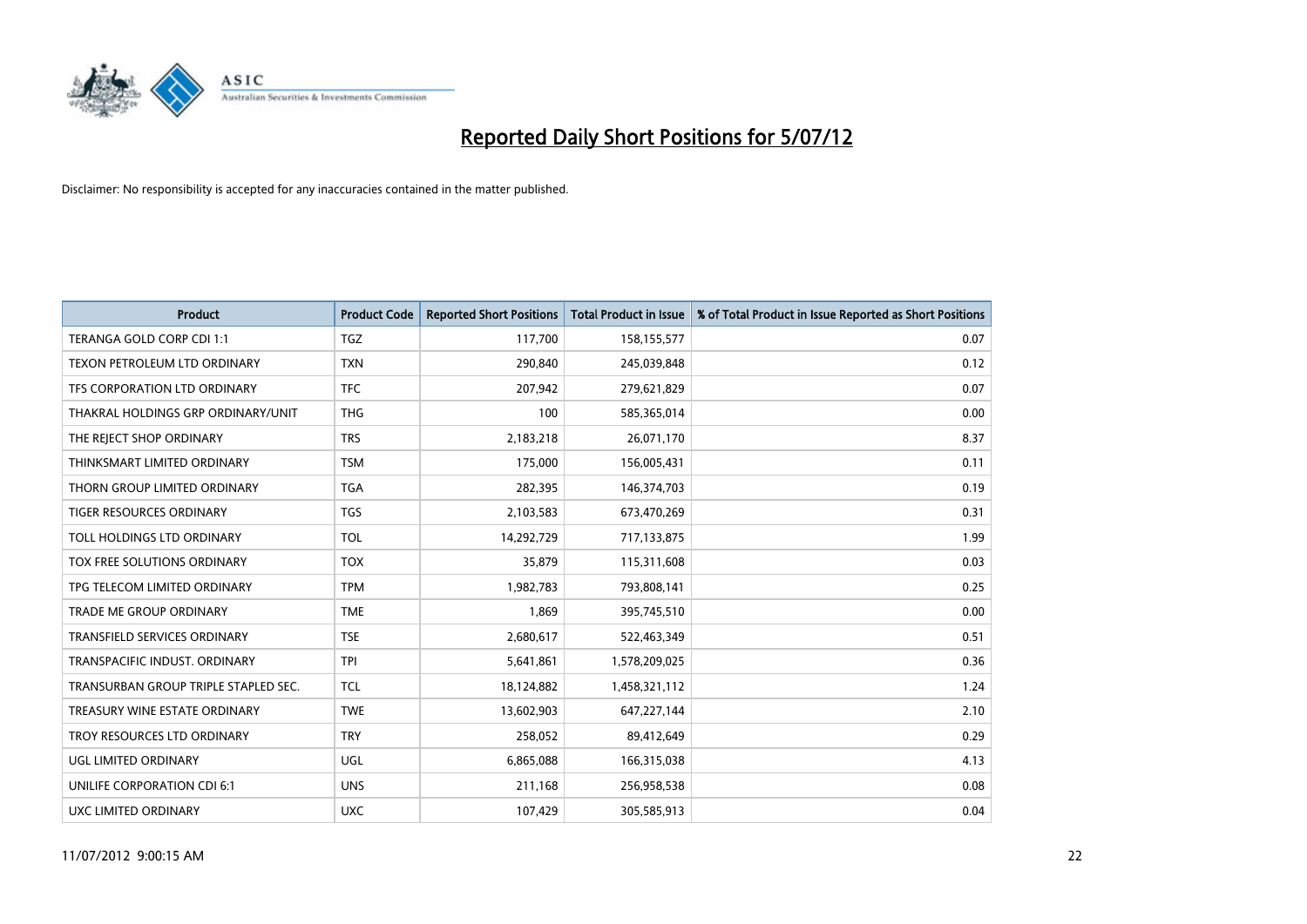# Reported Daily Short Positions for 5/07/12

Disclaimer: No responsibility is accepted for any inaccuracies contained in the matter published.

| Product | Product Code | Reported Short Positions | Total Product in Issue | % of Total Product in Issue Reported as Short Positions |
|---|---|---|---|---|
| TERANGA GOLD CORP CDI 1:1 | TGZ | 117,700 | 158,155,577 | 0.07 |
| TEXON PETROLEUM LTD ORDINARY | TXN | 290,840 | 245,039,848 | 0.12 |
| TFS CORPORATION LTD ORDINARY | TFC | 207,942 | 279,621,829 | 0.07 |
| THAKRAL HOLDINGS GRP ORDINARY/UNIT | THG | 100 | 585,365,014 | 0.00 |
| THE REJECT SHOP ORDINARY | TRS | 2,183,218 | 26,071,170 | 8.37 |
| THINKSMART LIMITED ORDINARY | TSM | 175,000 | 156,005,431 | 0.11 |
| THORN GROUP LIMITED ORDINARY | TGA | 282,395 | 146,374,703 | 0.19 |
| TIGER RESOURCES ORDINARY | TGS | 2,103,583 | 673,470,269 | 0.31 |
| TOLL HOLDINGS LTD ORDINARY | TOL | 14,292,729 | 717,133,875 | 1.99 |
| TOX FREE SOLUTIONS ORDINARY | TOX | 35,879 | 115,311,608 | 0.03 |
| TPG TELECOM LIMITED ORDINARY | TPM | 1,982,783 | 793,808,141 | 0.25 |
| TRADE ME GROUP ORDINARY | TME | 1,869 | 395,745,510 | 0.00 |
| TRANSFIELD SERVICES ORDINARY | TSE | 2,680,617 | 522,463,349 | 0.51 |
| TRANSPACIFIC INDUST. ORDINARY | TPI | 5,641,861 | 1,578,209,025 | 0.36 |
| TRANSURBAN GROUP TRIPLE STAPLED SEC. | TCL | 18,124,882 | 1,458,321,112 | 1.24 |
| TREASURY WINE ESTATE ORDINARY | TWE | 13,602,903 | 647,227,144 | 2.10 |
| TROY RESOURCES LTD ORDINARY | TRY | 258,052 | 89,412,649 | 0.29 |
| UGL LIMITED ORDINARY | UGL | 6,865,088 | 166,315,038 | 4.13 |
| UNILIFE CORPORATION CDI 6:1 | UNS | 211,168 | 256,958,538 | 0.08 |
| UXC LIMITED ORDINARY | UXC | 107,429 | 305,585,913 | 0.04 |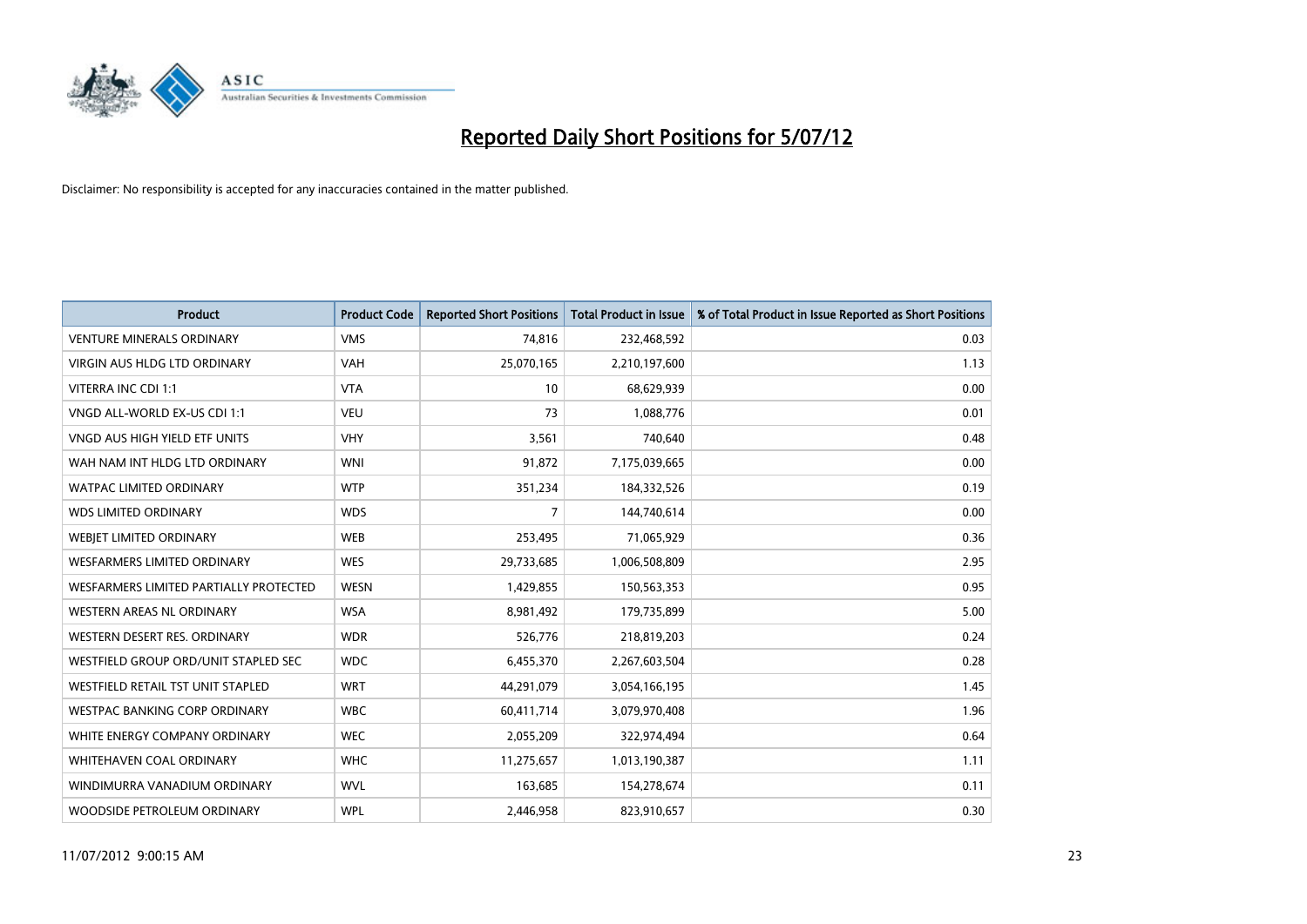# Reported Daily Short Positions for 5/07/12

Disclaimer: No responsibility is accepted for any inaccuracies contained in the matter published.

| Product | Product Code | Reported Short Positions | Total Product in Issue | % of Total Product in Issue Reported as Short Positions |
|---|---|---|---|---|
| VENTURE MINERALS ORDINARY | VMS | 74,816 | 232,468,592 | 0.03 |
| VIRGIN AUS HLDG LTD ORDINARY | VAH | 25,070,165 | 2,210,197,600 | 1.13 |
| VITERRA INC CDI 1:1 | VTA | 10 | 68,629,939 | 0.00 |
| VNGD ALL-WORLD EX-US CDI 1:1 | VEU | 73 | 1,088,776 | 0.01 |
| VNGD AUS HIGH YIELD ETF UNITS | VHY | 3,561 | 740,640 | 0.48 |
| WAH NAM INT HLDG LTD ORDINARY | WNI | 91,872 | 7,175,039,665 | 0.00 |
| WATPAC LIMITED ORDINARY | WTP | 351,234 | 184,332,526 | 0.19 |
| WDS LIMITED ORDINARY | WDS | 7 | 144,740,614 | 0.00 |
| WEBJET LIMITED ORDINARY | WEB | 253,495 | 71,065,929 | 0.36 |
| WESFARMERS LIMITED ORDINARY | WES | 29,733,685 | 1,006,508,809 | 2.95 |
| WESFARMERS LIMITED PARTIALLY PROTECTED | WESN | 1,429,855 | 150,563,353 | 0.95 |
| WESTERN AREAS NL ORDINARY | WSA | 8,981,492 | 179,735,899 | 5.00 |
| WESTERN DESERT RES. ORDINARY | WDR | 526,776 | 218,819,203 | 0.24 |
| WESTFIELD GROUP ORD/UNIT STAPLED SEC | WDC | 6,455,370 | 2,267,603,504 | 0.28 |
| WESTFIELD RETAIL TST UNIT STAPLED | WRT | 44,291,079 | 3,054,166,195 | 1.45 |
| WESTPAC BANKING CORP ORDINARY | WBC | 60,411,714 | 3,079,970,408 | 1.96 |
| WHITE ENERGY COMPANY ORDINARY | WEC | 2,055,209 | 322,974,494 | 0.64 |
| WHITEHAVEN COAL ORDINARY | WHC | 11,275,657 | 1,013,190,387 | 1.11 |
| WINDIMURRA VANADIUM ORDINARY | WVL | 163,685 | 154,278,674 | 0.11 |
| WOODSIDE PETROLEUM ORDINARY | WPL | 2,446,958 | 823,910,657 | 0.30 |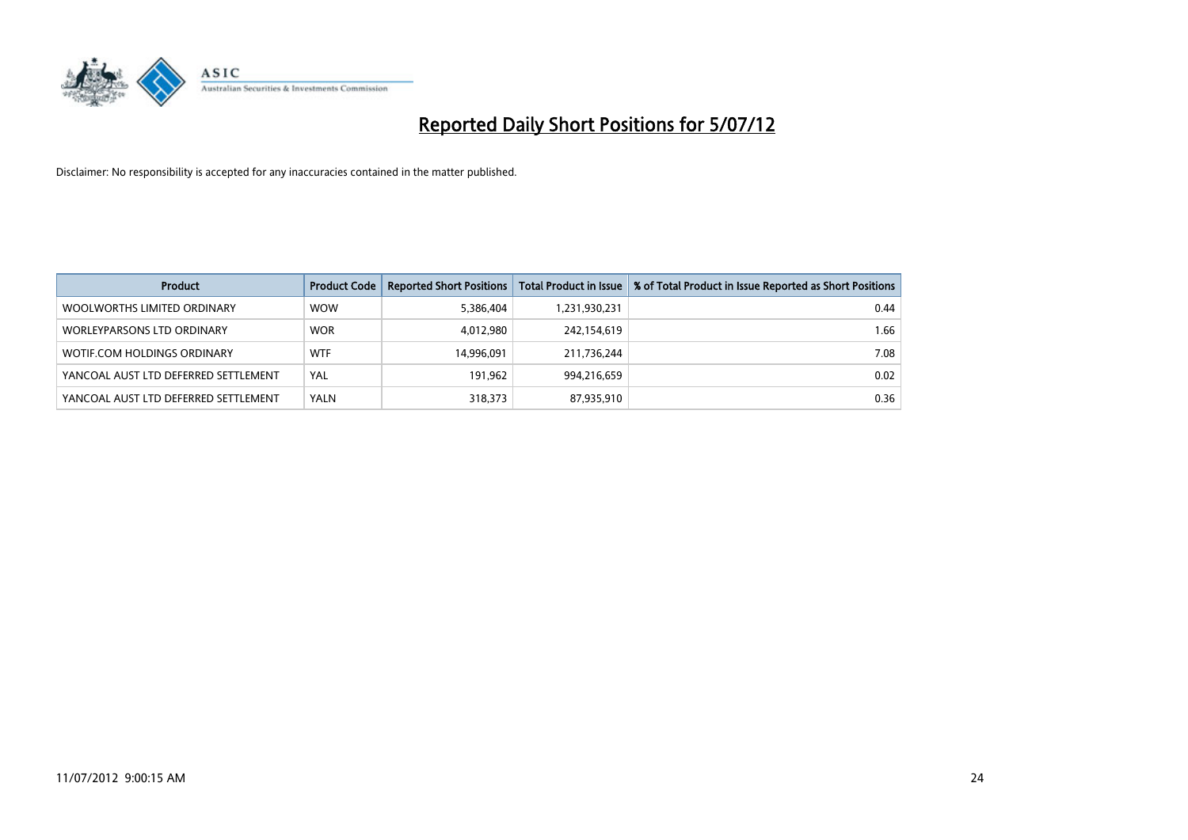# Reported Daily Short Positions for 5/07/12

Disclaimer: No responsibility is accepted for any inaccuracies contained in the matter published.

| Product | Product Code | Reported Short Positions | Total Product in Issue | % of Total Product in Issue Reported as Short Positions |
| --- | --- | --- | --- | --- |
| WOOLWORTHS LIMITED ORDINARY | WOW | 5,386,404 | 1,231,930,231 | 0.44 |
| WORLEYPARSONS LTD ORDINARY | WOR | 4,012,980 | 242,154,619 | 1.66 |
| WOTIF.COM HOLDINGS ORDINARY | WTF | 14,996,091 | 211,736,244 | 7.08 |
| YANCOAL AUST LTD DEFERRED SETTLEMENT | YAL | 191,962 | 994,216,659 | 0.02 |
| YANCOAL AUST LTD DEFERRED SETTLEMENT | YALN | 318,373 | 87,935,910 | 0.36 |

11/07/2012 9:00:15 AM